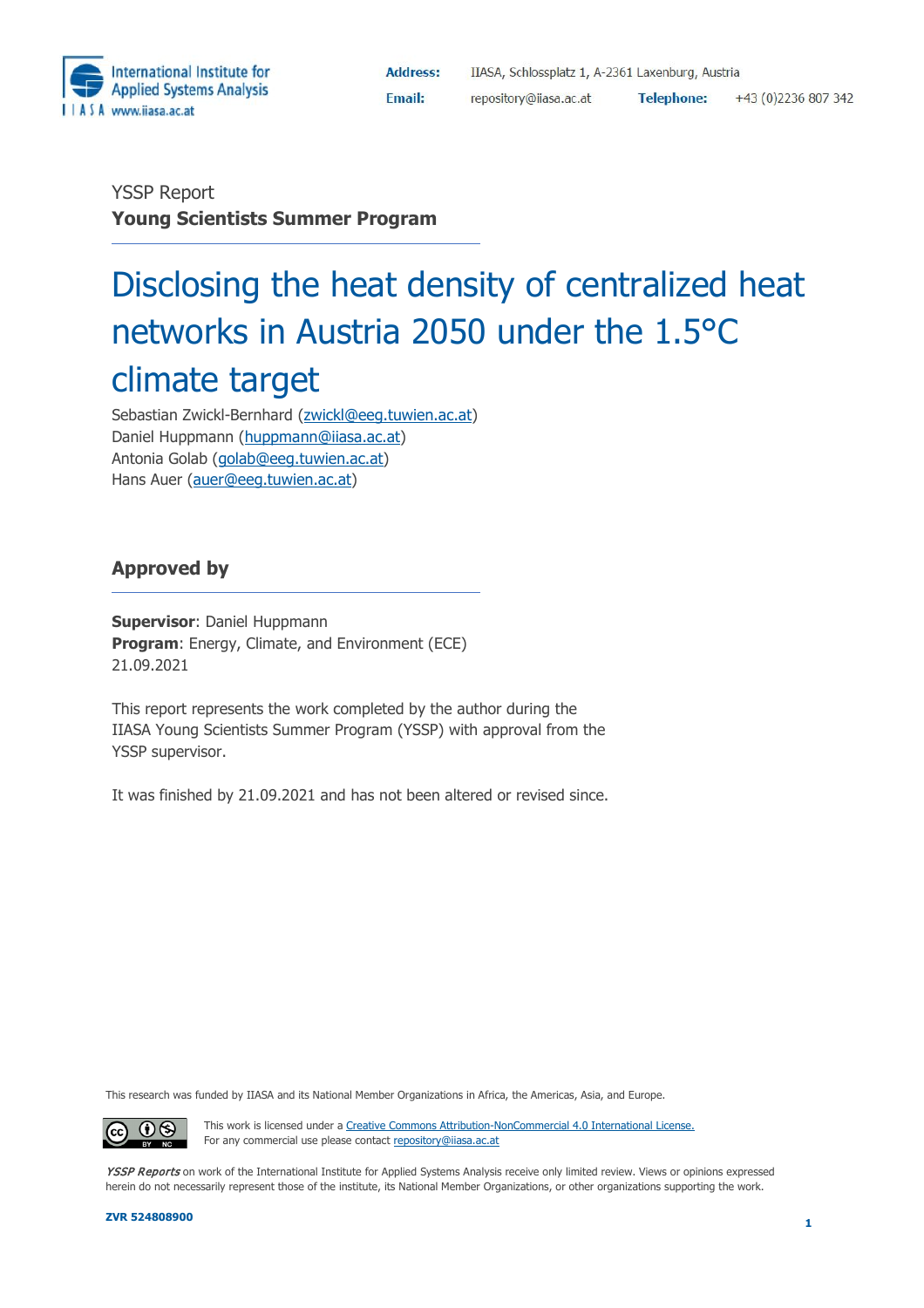International Institute for Applied Systems Analysis
IIASA www.iiasa.ac.at

**Address:** IIASA, Schlossplatz 1, A-2361 Laxenburg, Austria
**Email:** repository@iiasa.ac.at **Telephone:** +43 (0)2236 807 342

YSSP Report
**Young Scientists Summer Program**

# Disclosing the heat density of centralized heat networks in Austria 2050 under the 1.5°C climate target

Sebastian Zwickl-Bernhard (zwickl@eeg.tuwien.ac.at)
Daniel Huppmann (huppmann@iiasa.ac.at)
Antonia Golab (golab@eeg.tuwien.ac.at)
Hans Auer (auer@eeg.tuwien.ac.at)

## Approved by

**Supervisor**: Daniel Huppmann
**Program**: Energy, Climate, and Environment (ECE)
21.09.2021

This report represents the work completed by the author during the IIASA Young Scientists Summer Program (YSSP) with approval from the YSSP supervisor.

It was finished by 21.09.2021 and has not been altered or revised since.

This research was funded by IIASA and its National Member Organizations in Africa, the Americas, Asia, and Europe.

This work is licensed under a Creative Commons Attribution-NonCommercial 4.0 International License.
For any commercial use please contact repository@iiasa.ac.at

*YSSP Reports* on work of the International Institute for Applied Systems Analysis receive only limited review. Views or opinions expressed herein do not necessarily represent those of the institute, its National Member Organizations, or other organizations supporting the work.

**ZVR 524808900**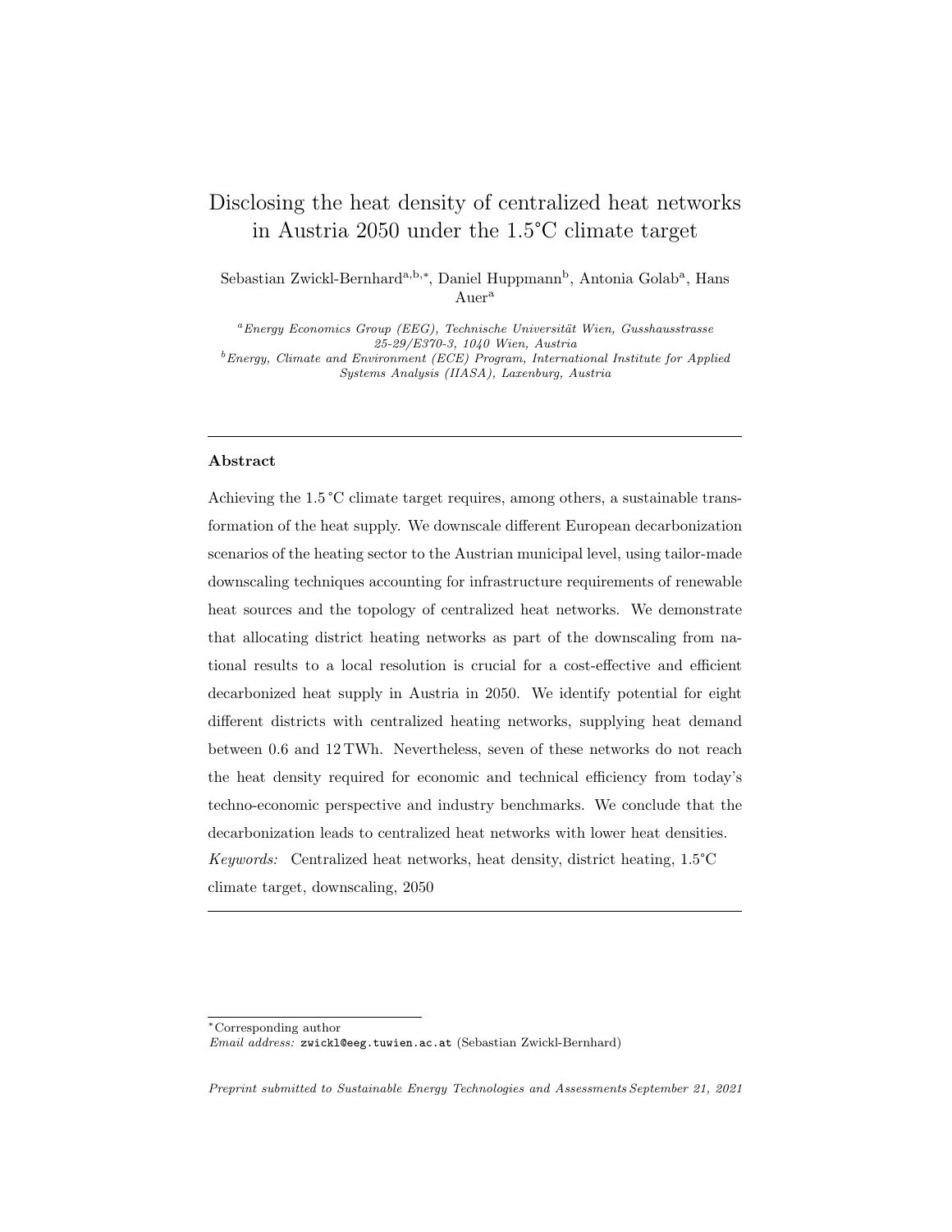# Disclosing the heat density of centralized heat networks in Austria 2050 under the 1.5°C climate target

Sebastian Zwickl-Bernhard[a,b,*], Daniel Huppmann[b], Antonia Golab[a], Hans Auer[a]

[a] *Energy Economics Group (EEG), Technische Universität Wien, Gusshausstrasse 25-29/E370-3, 1040 Wien, Austria*

[b] *Energy, Climate and Environment (ECE) Program, International Institute for Applied Systems Analysis (IIASA), Laxenburg, Austria*

---

## Abstract

Achieving the 1.5 °C climate target requires, among others, a sustainable transformation of the heat supply. We downscale different European decarbonization scenarios of the heating sector to the Austrian municipal level, using tailor-made downscaling techniques accounting for infrastructure requirements of renewable heat sources and the topology of centralized heat networks. We demonstrate that allocating district heating networks as part of the downscaling from national results to a local resolution is crucial for a cost-effective and efficient decarbonized heat supply in Austria in 2050. We identify potential for eight different districts with centralized heating networks, supplying heat demand between 0.6 and 12 TWh. Nevertheless, seven of these networks do not reach the heat density required for economic and technical efficiency from today's techno-economic perspective and industry benchmarks. We conclude that the decarbonization leads to centralized heat networks with lower heat densities.

*Keywords:* Centralized heat networks, heat density, district heating, 1.5°C climate target, downscaling, 2050

---

*Corresponding author
*Email address:* zwickl@eeg.tuwien.ac.at (Sebastian Zwickl-Bernhard)

*Preprint submitted to Sustainable Energy Technologies and Assessments September 21, 2021*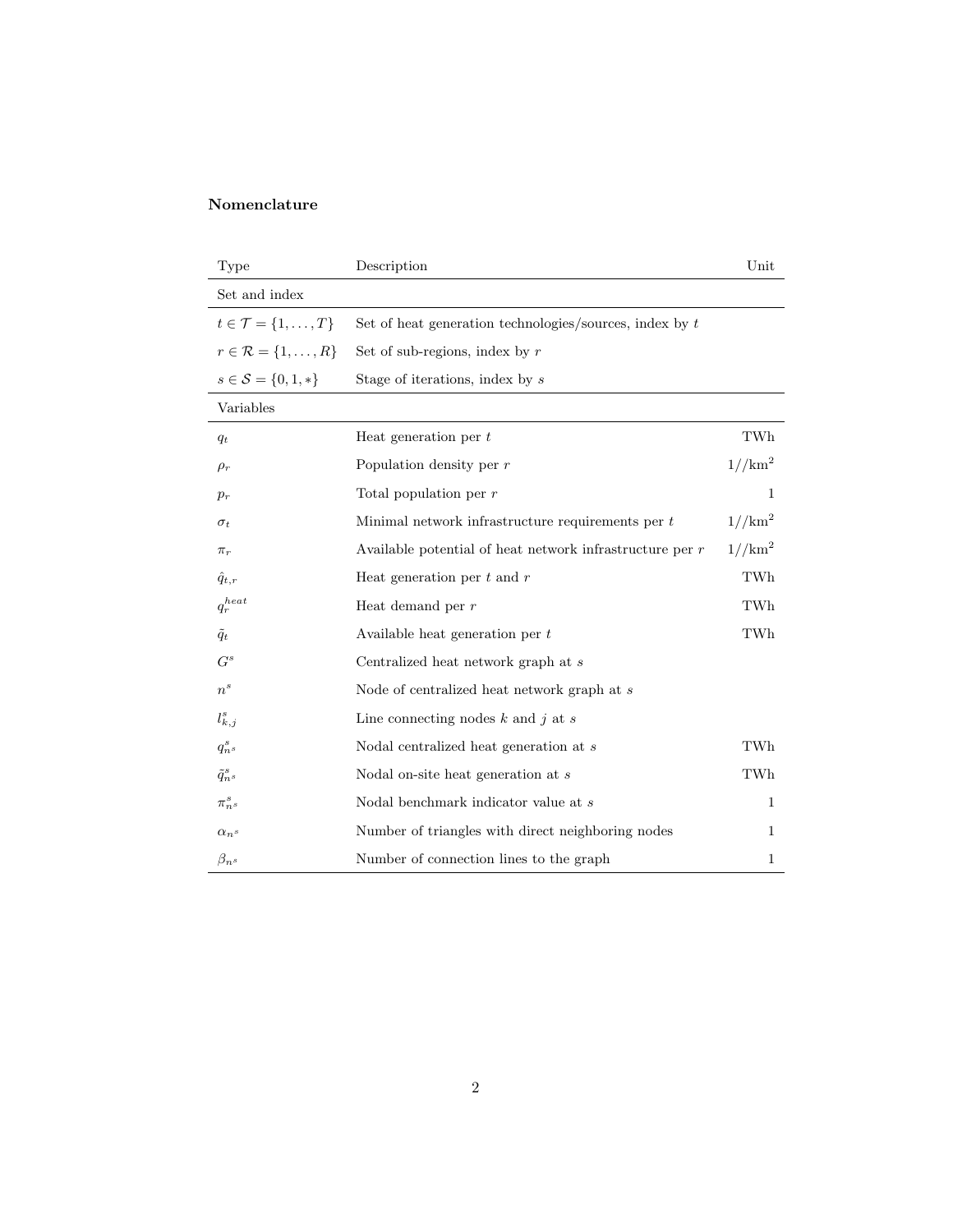**Nomenclature**

| Type | Description | Unit |
|---|---|---|
| Set and index | | |
| $t \in \mathcal{T} = \{1, \dots, T\}$ | Set of heat generation technologies/sources, index by $t$ | |
| $r \in \mathcal{R} = \{1, \dots, R\}$ | Set of sub-regions, index by $r$ | |
| $s \in \mathcal{S} = \{0, 1, *\}$ | Stage of iterations, index by $s$ | |
| Variables | | |
| $q_t$ | Heat generation per $t$ | TWh |
| $\rho_r$ | Population density per $r$ | $1//\text{km}^2$ |
| $p_r$ | Total population per $r$ | 1 |
| $\sigma_t$ | Minimal network infrastructure requirements per $t$ | $1//\text{km}^2$ |
| $\pi_r$ | Available potential of heat network infrastructure per $r$ | $1//\text{km}^2$ |
| $\hat{q}_{t,r}$ | Heat generation per $t$ and $r$ | TWh |
| $q_r^{heat}$ | Heat demand per $r$ | TWh |
| $\tilde{q}_t$ | Available heat generation per $t$ | TWh |
| $G^s$ | Centralized heat network graph at $s$ | |
| $n^s$ | Node of centralized heat network graph at $s$ | |
| $l_{k,j}^s$ | Line connecting nodes $k$ and $j$ at $s$ | |
| $q_{n^s}^s$ | Nodal centralized heat generation at $s$ | TWh |
| $\tilde{q}_{n^s}^s$ | Nodal on-site heat generation at $s$ | TWh |
| $\pi_{n^s}^s$ | Nodal benchmark indicator value at $s$ | 1 |
| $\alpha_{n^s}$ | Number of triangles with direct neighboring nodes | 1 |
| $\beta_{n^s}$ | Number of connection lines to the graph | 1 |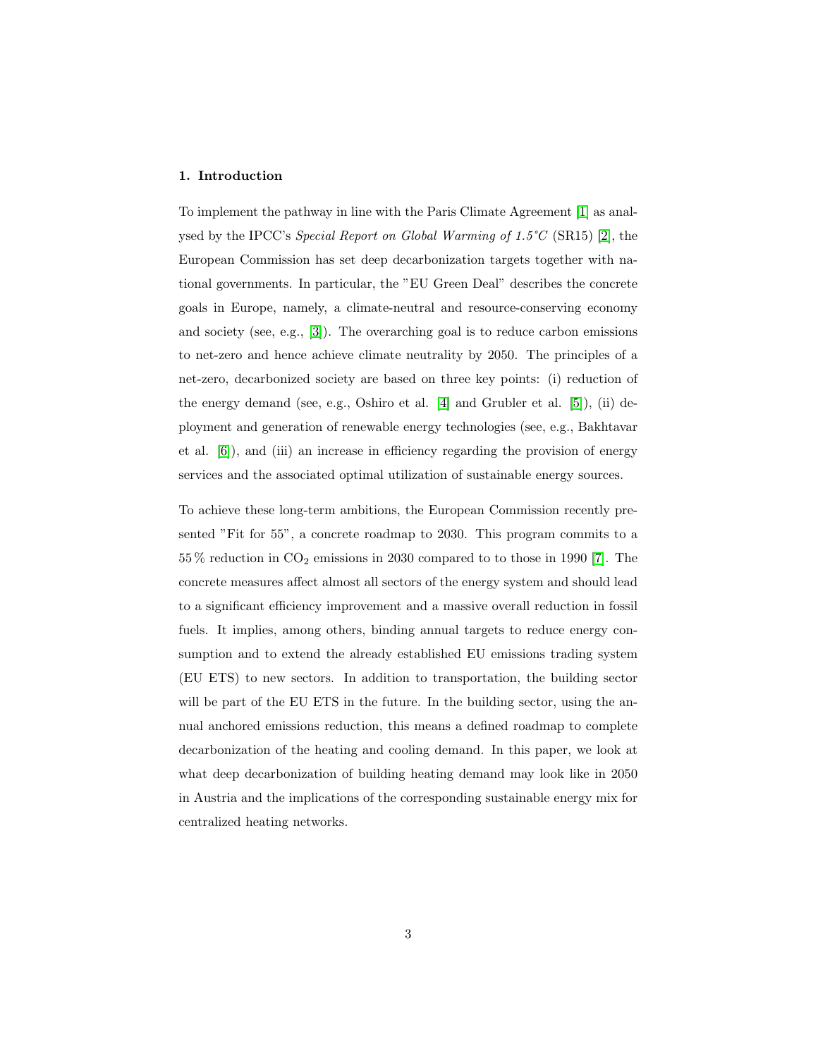## 1. Introduction

To implement the pathway in line with the Paris Climate Agreement [1] as analysed by the IPCC's *Special Report on Global Warming of 1.5°C* (SR15) [2], the European Commission has set deep decarbonization targets together with national governments. In particular, the "EU Green Deal" describes the concrete goals in Europe, namely, a climate-neutral and resource-conserving economy and society (see, e.g., [3]). The overarching goal is to reduce carbon emissions to net-zero and hence achieve climate neutrality by 2050. The principles of a net-zero, decarbonized society are based on three key points: (i) reduction of the energy demand (see, e.g., Oshiro et al. [4] and Grubler et al. [5]), (ii) deployment and generation of renewable energy technologies (see, e.g., Bakhtavar et al. [6]), and (iii) an increase in efficiency regarding the provision of energy services and the associated optimal utilization of sustainable energy sources.

To achieve these long-term ambitions, the European Commission recently presented "Fit for 55", a concrete roadmap to 2030. This program commits to a 55 % reduction in $CO_2$ emissions in 2030 compared to to those in 1990 [7]. The concrete measures affect almost all sectors of the energy system and should lead to a significant efficiency improvement and a massive overall reduction in fossil fuels. It implies, among others, binding annual targets to reduce energy consumption and to extend the already established EU emissions trading system (EU ETS) to new sectors. In addition to transportation, the building sector will be part of the EU ETS in the future. In the building sector, using the annual anchored emissions reduction, this means a defined roadmap to complete decarbonization of the heating and cooling demand. In this paper, we look at what deep decarbonization of building heating demand may look like in 2050 in Austria and the implications of the corresponding sustainable energy mix for centralized heating networks.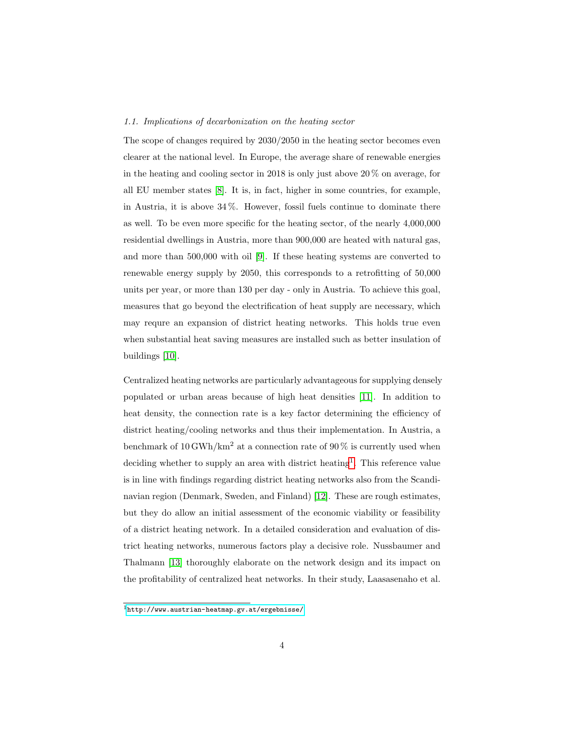### 1.1. Implications of decarbonization on the heating sector

The scope of changes required by 2030/2050 in the heating sector becomes even clearer at the national level. In Europe, the average share of renewable energies in the heating and cooling sector in 2018 is only just above 20 % on average, for all EU member states [8]. It is, in fact, higher in some countries, for example, in Austria, it is above 34 %. However, fossil fuels continue to dominate there as well. To be even more specific for the heating sector, of the nearly 4,000,000 residential dwellings in Austria, more than 900,000 are heated with natural gas, and more than 500,000 with oil [9]. If these heating systems are converted to renewable energy supply by 2050, this corresponds to a retrofitting of 50,000 units per year, or more than 130 per day - only in Austria. To achieve this goal, measures that go beyond the electrification of heat supply are necessary, which may requre an expansion of district heating networks. This holds true even when substantial heat saving measures are installed such as better insulation of buildings [10].

Centralized heating networks are particularly advantageous for supplying densely populated or urban areas because of high heat densities [11]. In addition to heat density, the connection rate is a key factor determining the efficiency of district heating/cooling networks and thus their implementation. In Austria, a benchmark of 10 GWh/km$^2$ at a connection rate of 90 % is currently used when deciding whether to supply an area with district heating[1]. This reference value is in line with findings regarding district heating networks also from the Scandinavian region (Denmark, Sweden, and Finland) [12]. These are rough estimates, but they do allow an initial assessment of the economic viability or feasibility of a district heating network. In a detailed consideration and evaluation of district heating networks, numerous factors play a decisive role. Nussbaumer and Thalmann [13] thoroughly elaborate on the network design and its impact on the profitability of centralized heat networks. In their study, Laasasenaho et al.

[1] http://www.austrian-heatmap.gv.at/ergebnisse/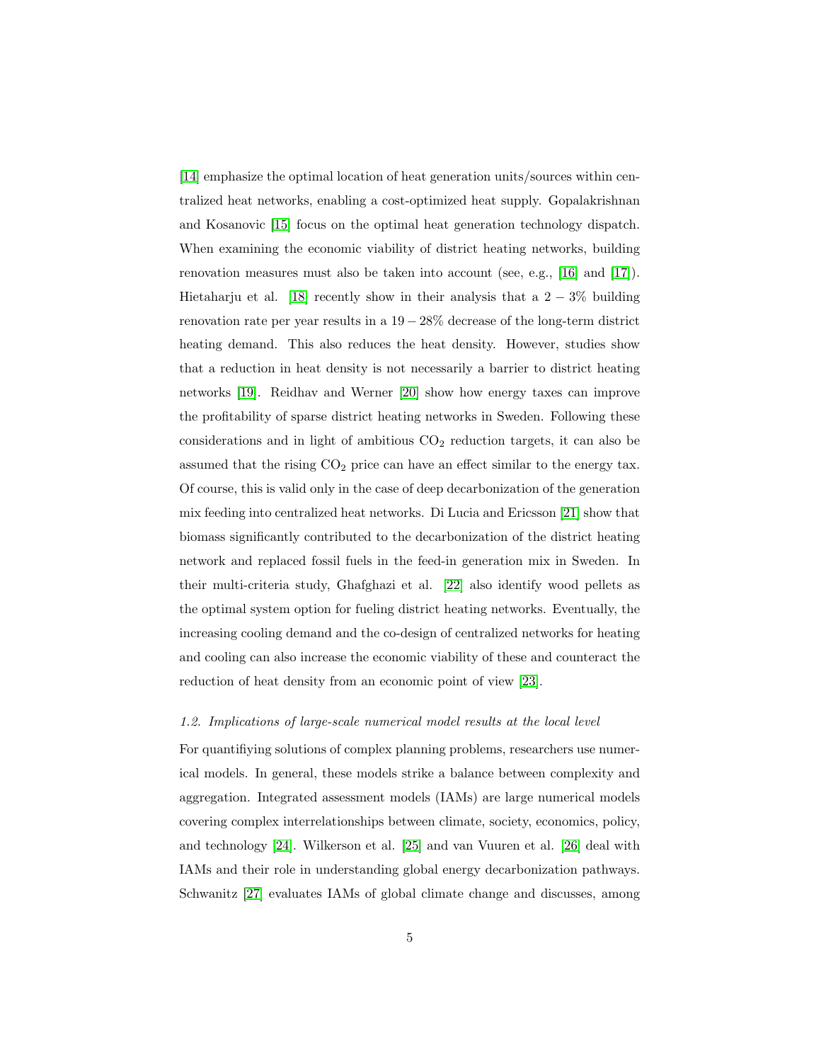[14] emphasize the optimal location of heat generation units/sources within centralized heat networks, enabling a cost-optimized heat supply. Gopalakrishnan and Kosanovic [15] focus on the optimal heat generation technology dispatch. When examining the economic viability of district heating networks, building renovation measures must also be taken into account (see, e.g., [16] and [17]). Hietaharju et al. [18] recently show in their analysis that a $2-3\%$ building renovation rate per year results in a $19-28\%$ decrease of the long-term district heating demand. This also reduces the heat density. However, studies show that a reduction in heat density is not necessarily a barrier to district heating networks [19]. Reidhav and Werner [20] show how energy taxes can improve the profitability of sparse district heating networks in Sweden. Following these considerations and in light of ambitious $CO_2$ reduction targets, it can also be assumed that the rising $CO_2$ price can have an effect similar to the energy tax. Of course, this is valid only in the case of deep decarbonization of the generation mix feeding into centralized heat networks. Di Lucia and Ericsson [21] show that biomass significantly contributed to the decarbonization of the district heating network and replaced fossil fuels in the feed-in generation mix in Sweden. In their multi-criteria study, Ghafghazi et al. [22] also identify wood pellets as the optimal system option for fueling district heating networks. Eventually, the increasing cooling demand and the co-design of centralized networks for heating and cooling can also increase the economic viability of these and counteract the reduction of heat density from an economic point of view [23].

### *1.2. Implications of large-scale numerical model results at the local level*

For quantifiying solutions of complex planning problems, researchers use numerical models. In general, these models strike a balance between complexity and aggregation. Integrated assessment models (IAMs) are large numerical models covering complex interrelationships between climate, society, economics, policy, and technology [24]. Wilkerson et al. [25] and van Vuuren et al. [26] deal with IAMs and their role in understanding global energy decarbonization pathways. Schwanitz [27] evaluates IAMs of global climate change and discusses, among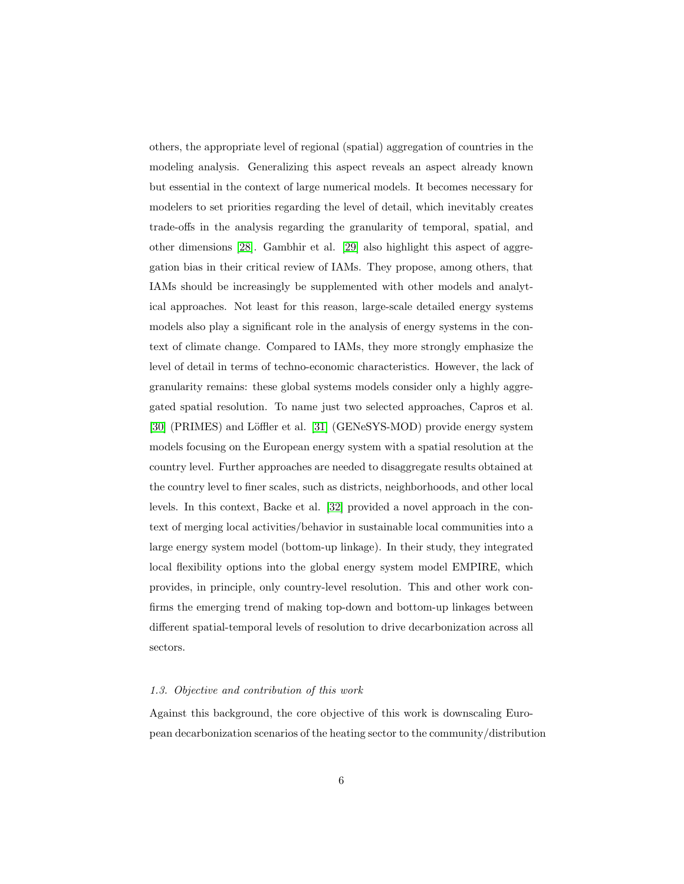others, the appropriate level of regional (spatial) aggregation of countries in the modeling analysis. Generalizing this aspect reveals an aspect already known but essential in the context of large numerical models. It becomes necessary for modelers to set priorities regarding the level of detail, which inevitably creates trade-offs in the analysis regarding the granularity of temporal, spatial, and other dimensions [28]. Gambhir et al. [29] also highlight this aspect of aggregation bias in their critical review of IAMs. They propose, among others, that IAMs should be increasingly be supplemented with other models and analytical approaches. Not least for this reason, large-scale detailed energy systems models also play a significant role in the analysis of energy systems in the context of climate change. Compared to IAMs, they more strongly emphasize the level of detail in terms of techno-economic characteristics. However, the lack of granularity remains: these global systems models consider only a highly aggregated spatial resolution. To name just two selected approaches, Capros et al. [30] (PRIMES) and Löffler et al. [31] (GENeSYS-MOD) provide energy system models focusing on the European energy system with a spatial resolution at the country level. Further approaches are needed to disaggregate results obtained at the country level to finer scales, such as districts, neighborhoods, and other local levels. In this context, Backe et al. [32] provided a novel approach in the context of merging local activities/behavior in sustainable local communities into a large energy system model (bottom-up linkage). In their study, they integrated local flexibility options into the global energy system model EMPIRE, which provides, in principle, only country-level resolution. This and other work confirms the emerging trend of making top-down and bottom-up linkages between different spatial-temporal levels of resolution to drive decarbonization across all sectors.

### *1.3. Objective and contribution of this work*

Against this background, the core objective of this work is downscaling European decarbonization scenarios of the heating sector to the community/distribution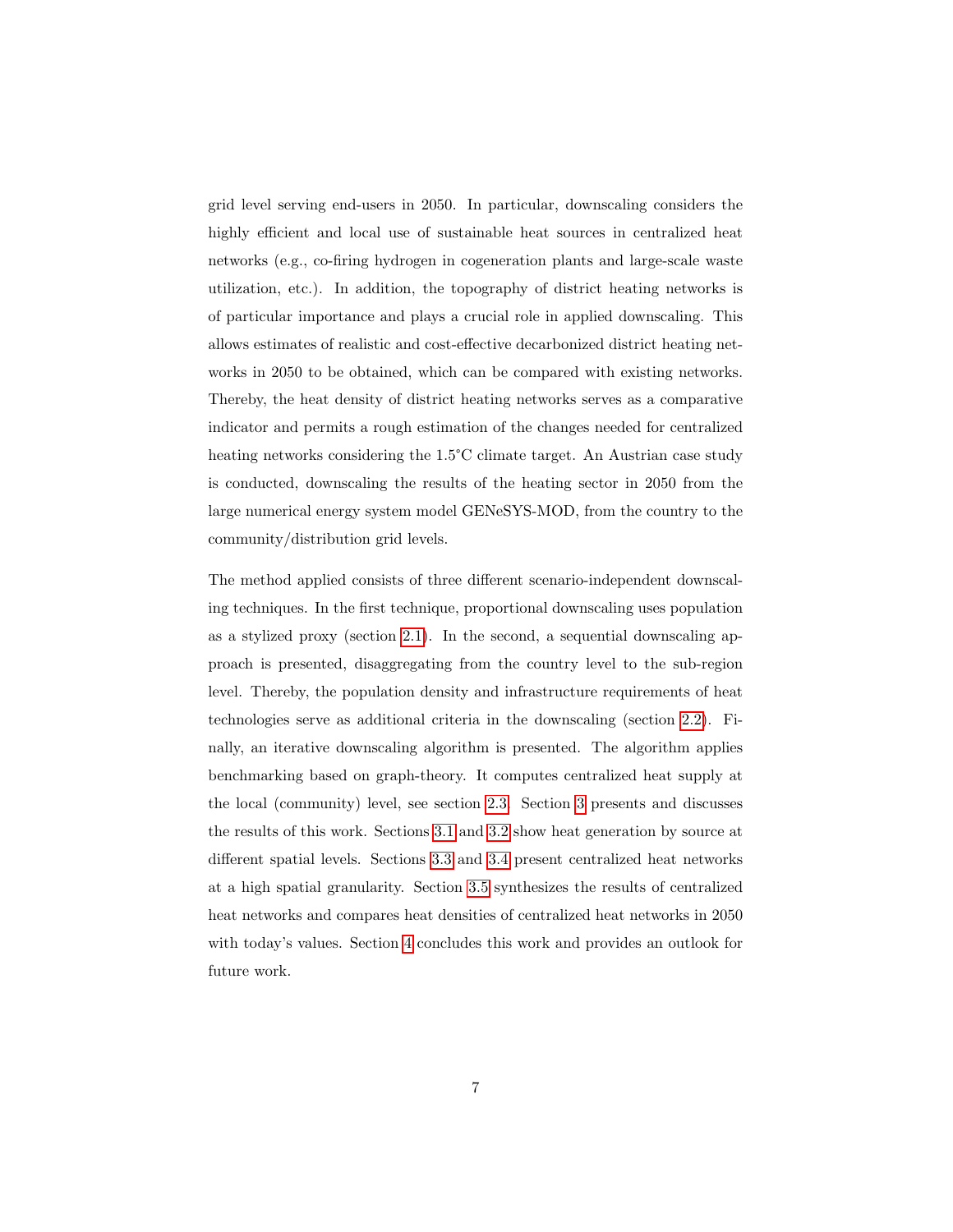grid level serving end-users in 2050. In particular, downscaling considers the highly efficient and local use of sustainable heat sources in centralized heat networks (e.g., co-firing hydrogen in cogeneration plants and large-scale waste utilization, etc.). In addition, the topography of district heating networks is of particular importance and plays a crucial role in applied downscaling. This allows estimates of realistic and cost-effective decarbonized district heating networks in 2050 to be obtained, which can be compared with existing networks. Thereby, the heat density of district heating networks serves as a comparative indicator and permits a rough estimation of the changes needed for centralized heating networks considering the 1.5°C climate target. An Austrian case study is conducted, downscaling the results of the heating sector in 2050 from the large numerical energy system model GENeSYS-MOD, from the country to the community/distribution grid levels.

The method applied consists of three different scenario-independent downscaling techniques. In the first technique, proportional downscaling uses population as a stylized proxy (section 2.1). In the second, a sequential downscaling approach is presented, disaggregating from the country level to the sub-region level. Thereby, the population density and infrastructure requirements of heat technologies serve as additional criteria in the downscaling (section 2.2). Finally, an iterative downscaling algorithm is presented. The algorithm applies benchmarking based on graph-theory. It computes centralized heat supply at the local (community) level, see section 2.3. Section 3 presents and discusses the results of this work. Sections 3.1 and 3.2 show heat generation by source at different spatial levels. Sections 3.3 and 3.4 present centralized heat networks at a high spatial granularity. Section 3.5 synthesizes the results of centralized heat networks and compares heat densities of centralized heat networks in 2050 with today's values. Section 4 concludes this work and provides an outlook for future work.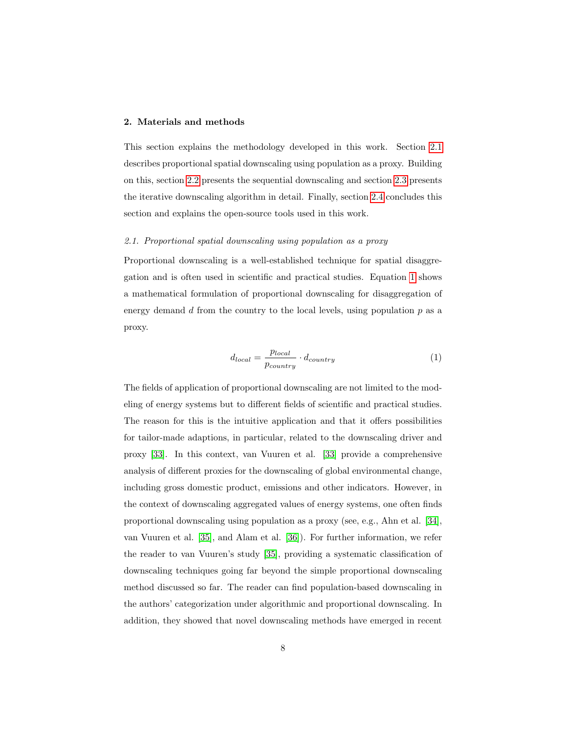## 2. Materials and methods

This section explains the methodology developed in this work. Section 2.1 describes proportional spatial downscaling using population as a proxy. Building on this, section 2.2 presents the sequential downscaling and section 2.3 presents the iterative downscaling algorithm in detail. Finally, section 2.4 concludes this section and explains the open-source tools used in this work.

### *2.1. Proportional spatial downscaling using population as a proxy*

Proportional downscaling is a well-established technique for spatial disaggregation and is often used in scientific and practical studies. Equation 1 shows a mathematical formulation of proportional downscaling for disaggregation of energy demand $d$ from the country to the local levels, using population $p$ as a proxy.

$$d_{local} = \frac{p_{local}}{p_{country}} \cdot d_{country} \tag{1}$$

The fields of application of proportional downscaling are not limited to the modeling of energy systems but to different fields of scientific and practical studies. The reason for this is the intuitive application and that it offers possibilities for tailor-made adaptions, in particular, related to the downscaling driver and proxy [33]. In this context, van Vuuren et al. [33] provide a comprehensive analysis of different proxies for the downscaling of global environmental change, including gross domestic product, emissions and other indicators. However, in the context of downscaling aggregated values of energy systems, one often finds proportional downscaling using population as a proxy (see, e.g., Ahn et al. [34], van Vuuren et al. [35], and Alam et al. [36]). For further information, we refer the reader to van Vuuren's study [35], providing a systematic classification of downscaling techniques going far beyond the simple proportional downscaling method discussed so far. The reader can find population-based downscaling in the authors' categorization under algorithmic and proportional downscaling. In addition, they showed that novel downscaling methods have emerged in recent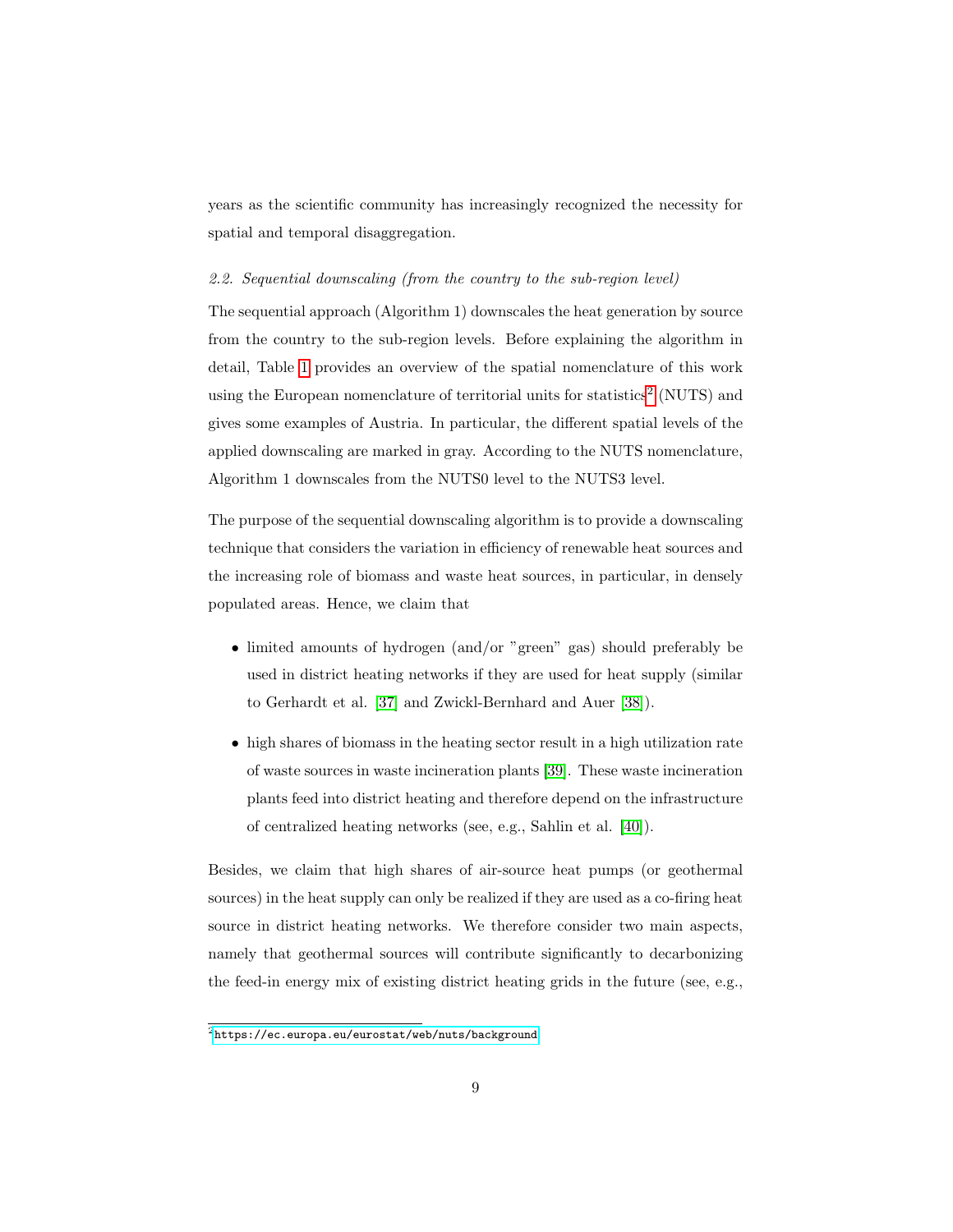years as the scientific community has increasingly recognized the necessity for spatial and temporal disaggregation.

### *2.2. Sequential downscaling (from the country to the sub-region level)*

The sequential approach (Algorithm 1) downscales the heat generation by source from the country to the sub-region levels. Before explaining the algorithm in detail, Table 1 provides an overview of the spatial nomenclature of this work using the European nomenclature of territorial units for statistics[2] (NUTS) and gives some examples of Austria. In particular, the different spatial levels of the applied downscaling are marked in gray. According to the NUTS nomenclature, Algorithm 1 downscales from the NUTS0 level to the NUTS3 level.

The purpose of the sequential downscaling algorithm is to provide a downscaling technique that considers the variation in efficiency of renewable heat sources and the increasing role of biomass and waste heat sources, in particular, in densely populated areas. Hence, we claim that

- limited amounts of hydrogen (and/or "green" gas) should preferably be used in district heating networks if they are used for heat supply (similar to Gerhardt et al. [37] and Zwickl-Bernhard and Auer [38]).
- high shares of biomass in the heating sector result in a high utilization rate of waste sources in waste incineration plants [39]. These waste incineration plants feed into district heating and therefore depend on the infrastructure of centralized heating networks (see, e.g., Sahlin et al. [40]).

Besides, we claim that high shares of air-source heat pumps (or geothermal sources) in the heat supply can only be realized if they are used as a co-firing heat source in district heating networks. We therefore consider two main aspects, namely that geothermal sources will contribute significantly to decarbonizing the feed-in energy mix of existing district heating grids in the future (see, e.g.,

[2] https://ec.europa.eu/eurostat/web/nuts/background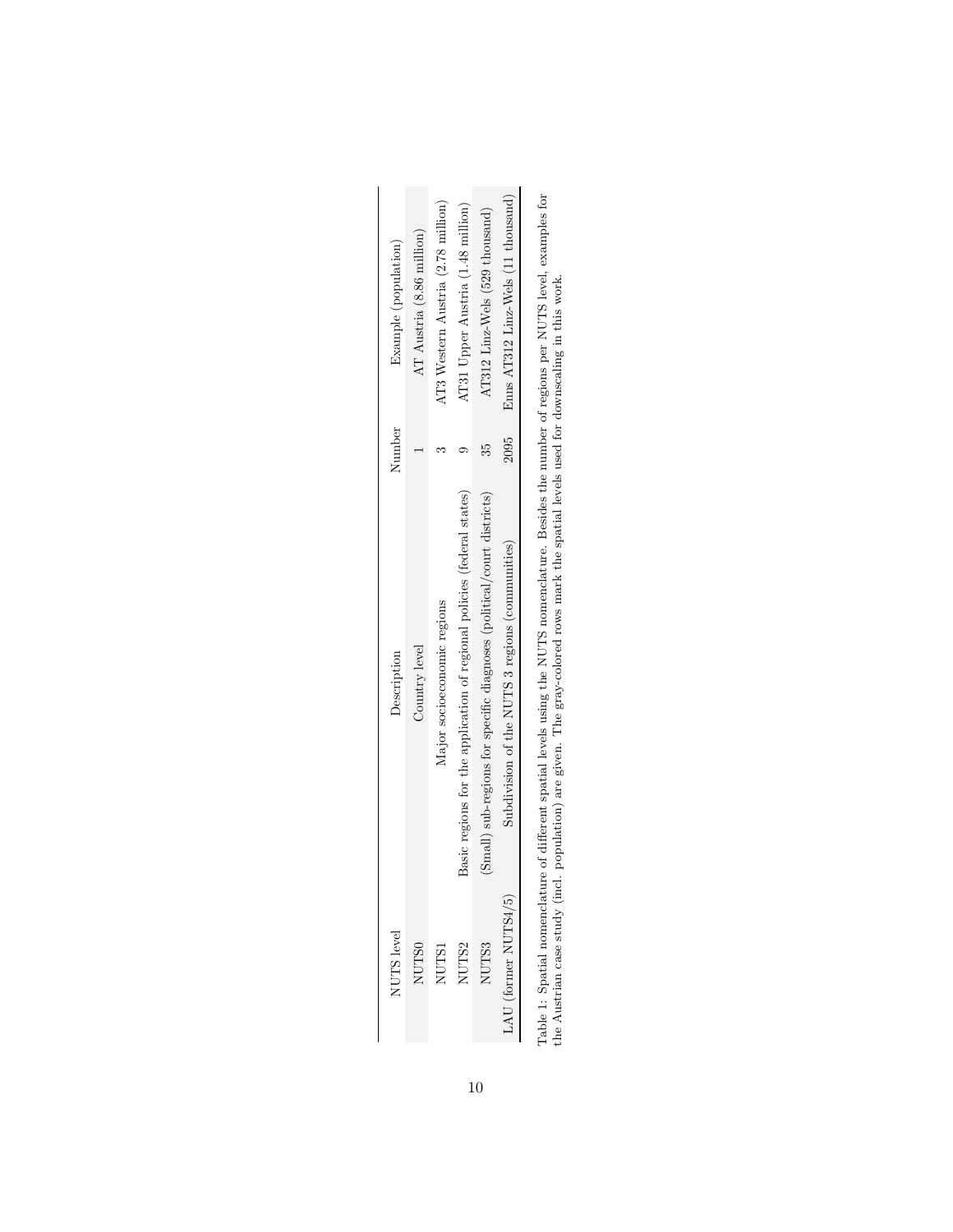| NUTS level | Description | Number | Example (population) |
|---|---|---|---|
| NUTS0 | Country level | 1 | AT Austria (8.86 million) |
| NUTS1 | Major socioeconomic regions | 3 | AT3 Western Austria (2.78 million) |
| NUTS2 | Basic regions for the application of regional policies (federal states) | 9 | AT31 Upper Austria (1.48 million) |
| NUTS3 | (Small) sub-regions for specific diagnoses (political/court districts) | 35 | AT312 Linz-Wels (529 thousand) |
| LAU (former NUTS4/5) | Subdivision of the NUTS 3 regions (communities) | 2095 | Enns AT312 Linz-Wels (11 thousand) |

Table 1: Spatial nomenclature of different spatial levels using the NUTS nomenclature. Besides the number of regions per NUTS level, examples for the Austrian case study (incl. population) are given. The gray-colored rows mark the spatial levels used for downscaling in this work.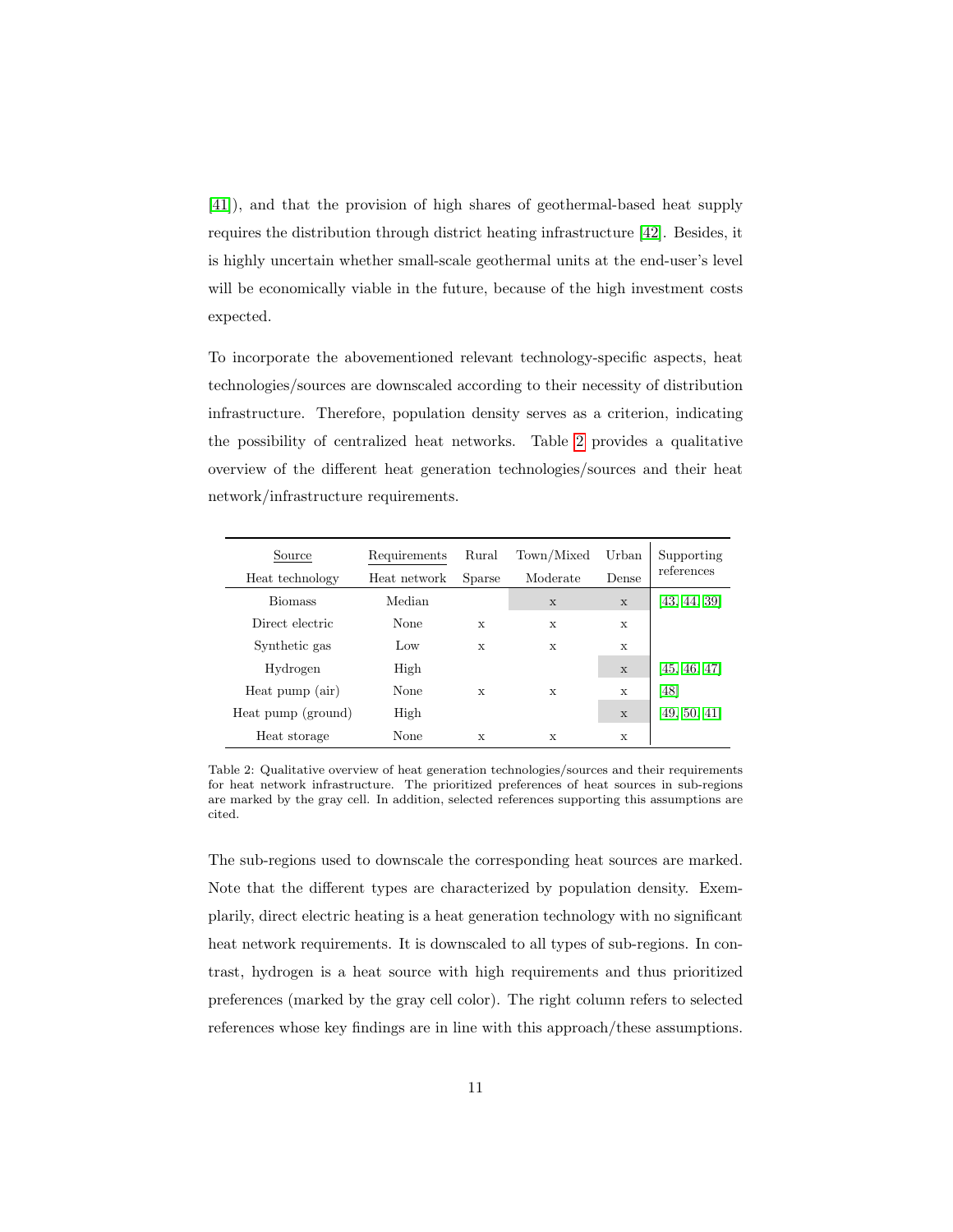[41]), and that the provision of high shares of geothermal-based heat supply requires the distribution through district heating infrastructure [42]. Besides, it is highly uncertain whether small-scale geothermal units at the end-user's level will be economically viable in the future, because of the high investment costs expected.

To incorporate the abovementioned relevant technology-specific aspects, heat technologies/sources are downscaled according to their necessity of distribution infrastructure. Therefore, population density serves as a criterion, indicating the possibility of centralized heat networks. Table 2 provides a qualitative overview of the different heat generation technologies/sources and their heat network/infrastructure requirements.

| Source | Requirements | Rural | Town/Mixed | Urban | Supporting references |
|---|---|---|---|---|---|
| Heat technology | Heat network | Sparse | Moderate | Dense | |
| Biomass | Median | | x | x | [43, 44, 39] |
| Direct electric | None | x | x | x | |
| Synthetic gas | Low | x | x | x | |
| Hydrogen | High | | | x | [45, 46, 47] |
| Heat pump (air) | None | x | x | x | [48] |
| Heat pump (ground) | High | | | x | [49, 50, 41] |
| Heat storage | None | x | x | x | |

Table 2: Qualitative overview of heat generation technologies/sources and their requirements for heat network infrastructure. The prioritized preferences of heat sources in sub-regions are marked by the gray cell. In addition, selected references supporting this assumptions are cited.

The sub-regions used to downscale the corresponding heat sources are marked. Note that the different types are characterized by population density. Exemplarily, direct electric heating is a heat generation technology with no significant heat network requirements. It is downscaled to all types of sub-regions. In contrast, hydrogen is a heat source with high requirements and thus prioritized preferences (marked by the gray cell color). The right column refers to selected references whose key findings are in line with this approach/these assumptions.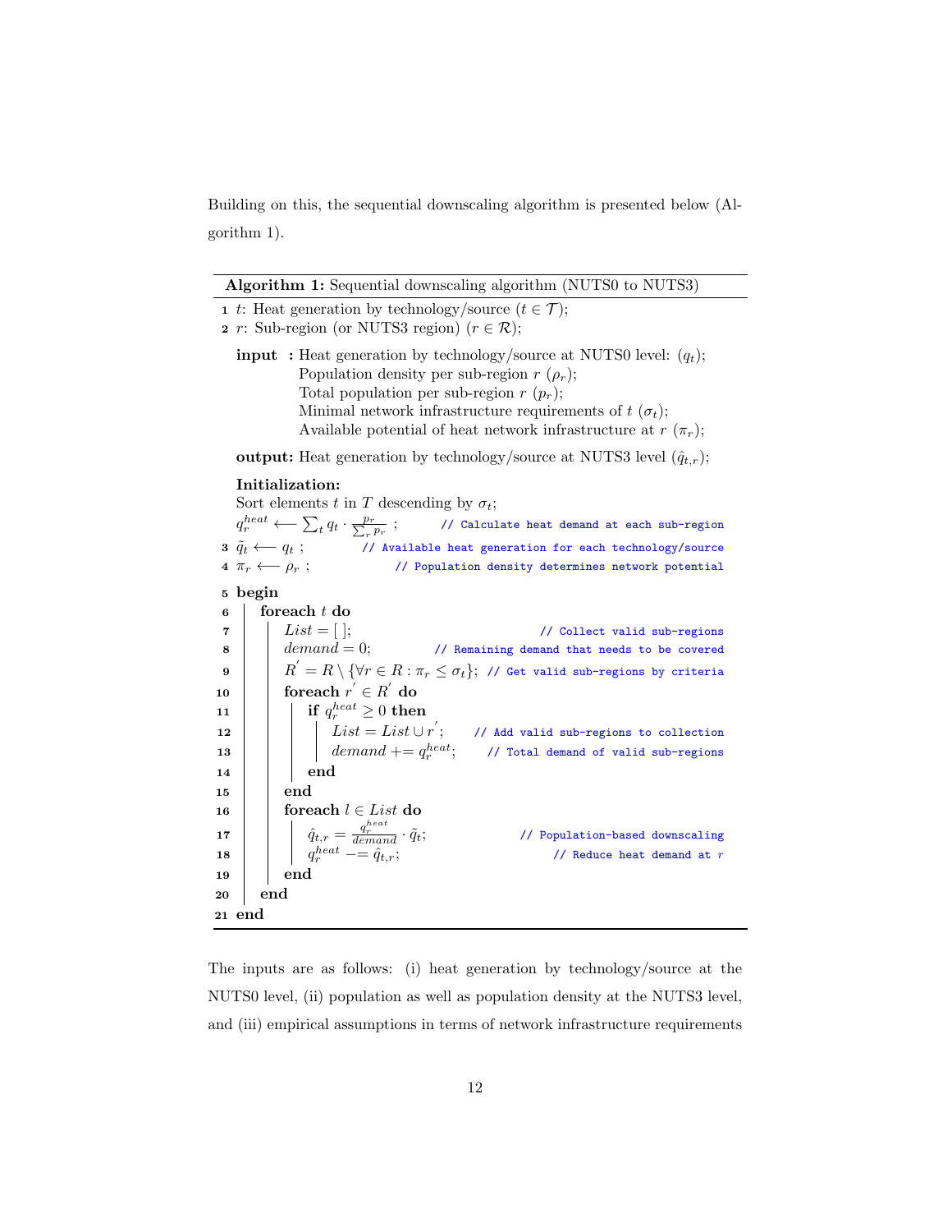Building on this, the sequential downscaling algorithm is presented below (Algorithm 1).

**Algorithm 1:** Sequential downscaling algorithm (NUTS0 to NUTS3)

```
1  t: Heat generation by technology/source (t ∈ T);
2  r: Sub-region (or NUTS3 region) (r ∈ R);
   input  : Heat generation by technology/source at NUTS0 level: (q_t);
            Population density per sub-region r (ρ_r);
            Total population per sub-region r (p_r);
            Minimal network infrastructure requirements of t (σ_t);
            Available potential of heat network infrastructure at r (π_r);
   output: Heat generation by technology/source at NUTS3 level (q̂_{t,r});
   Initialization:
   Sort elements t in T descending by σ_t;
   q_r^heat ⟵ Σ_t q_t · p_r / Σ_r p_r ;   // Calculate heat demand at each sub-region
3  q̃_t ⟵ q_t ;                          // Available heat generation for each technology/source
4  π_r ⟵ ρ_r ;                          // Population density determines network potential
5  begin
6      foreach t do
7          List = [ ];                                  // Collect valid sub-regions
8          demand = 0;                   // Remaining demand that needs to be covered
9          R' = R \ {∀r ∈ R : π_r ≤ σ_t};  // Get valid sub-regions by criteria
10         foreach r' ∈ R' do
11             if q_r^heat ≥ 0 then
12                 List = List ∪ r' ;       // Add valid sub-regions to collection
13                 demand += q_r^heat;      // Total demand of valid sub-regions
14             end
15         end
16         foreach l ∈ List do
17             q̂_{t,r} = (q_r^heat / demand) · q̃_t;    // Population-based downscaling
18             q_r^heat −= q̂_{t,r};                    // Reduce heat demand at r
19         end
20     end
21 end
```

The inputs are as follows: (i) heat generation by technology/source at the NUTS0 level, (ii) population as well as population density at the NUTS3 level, and (iii) empirical assumptions in terms of network infrastructure requirements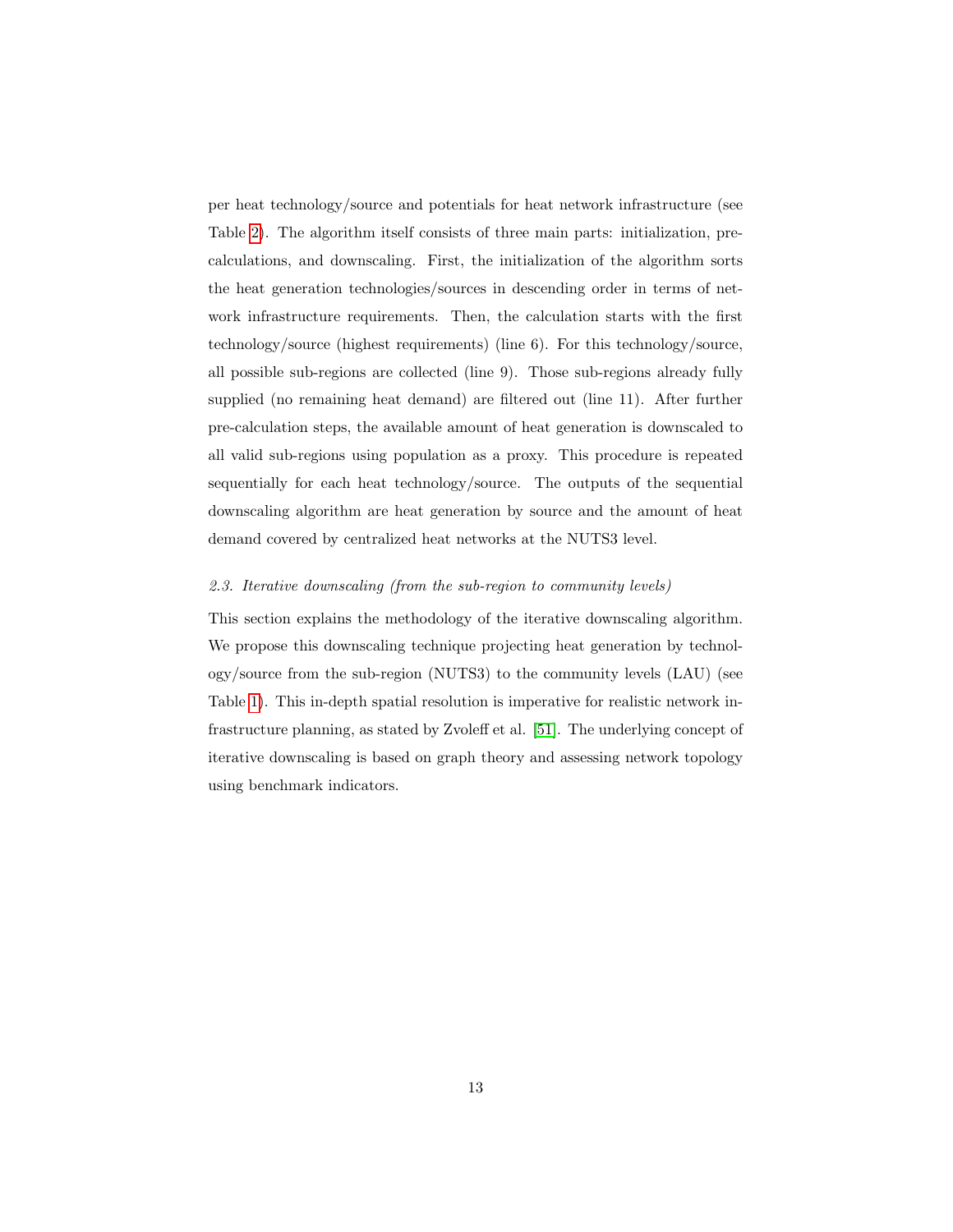per heat technology/source and potentials for heat network infrastructure (see Table 2). The algorithm itself consists of three main parts: initialization, pre-calculations, and downscaling. First, the initialization of the algorithm sorts the heat generation technologies/sources in descending order in terms of network infrastructure requirements. Then, the calculation starts with the first technology/source (highest requirements) (line 6). For this technology/source, all possible sub-regions are collected (line 9). Those sub-regions already fully supplied (no remaining heat demand) are filtered out (line 11). After further pre-calculation steps, the available amount of heat generation is downscaled to all valid sub-regions using population as a proxy. This procedure is repeated sequentially for each heat technology/source. The outputs of the sequential downscaling algorithm are heat generation by source and the amount of heat demand covered by centralized heat networks at the NUTS3 level.

### *2.3. Iterative downscaling (from the sub-region to community levels)*

This section explains the methodology of the iterative downscaling algorithm. We propose this downscaling technique projecting heat generation by technology/source from the sub-region (NUTS3) to the community levels (LAU) (see Table 1). This in-depth spatial resolution is imperative for realistic network infrastructure planning, as stated by Zvoleff et al. [51]. The underlying concept of iterative downscaling is based on graph theory and assessing network topology using benchmark indicators.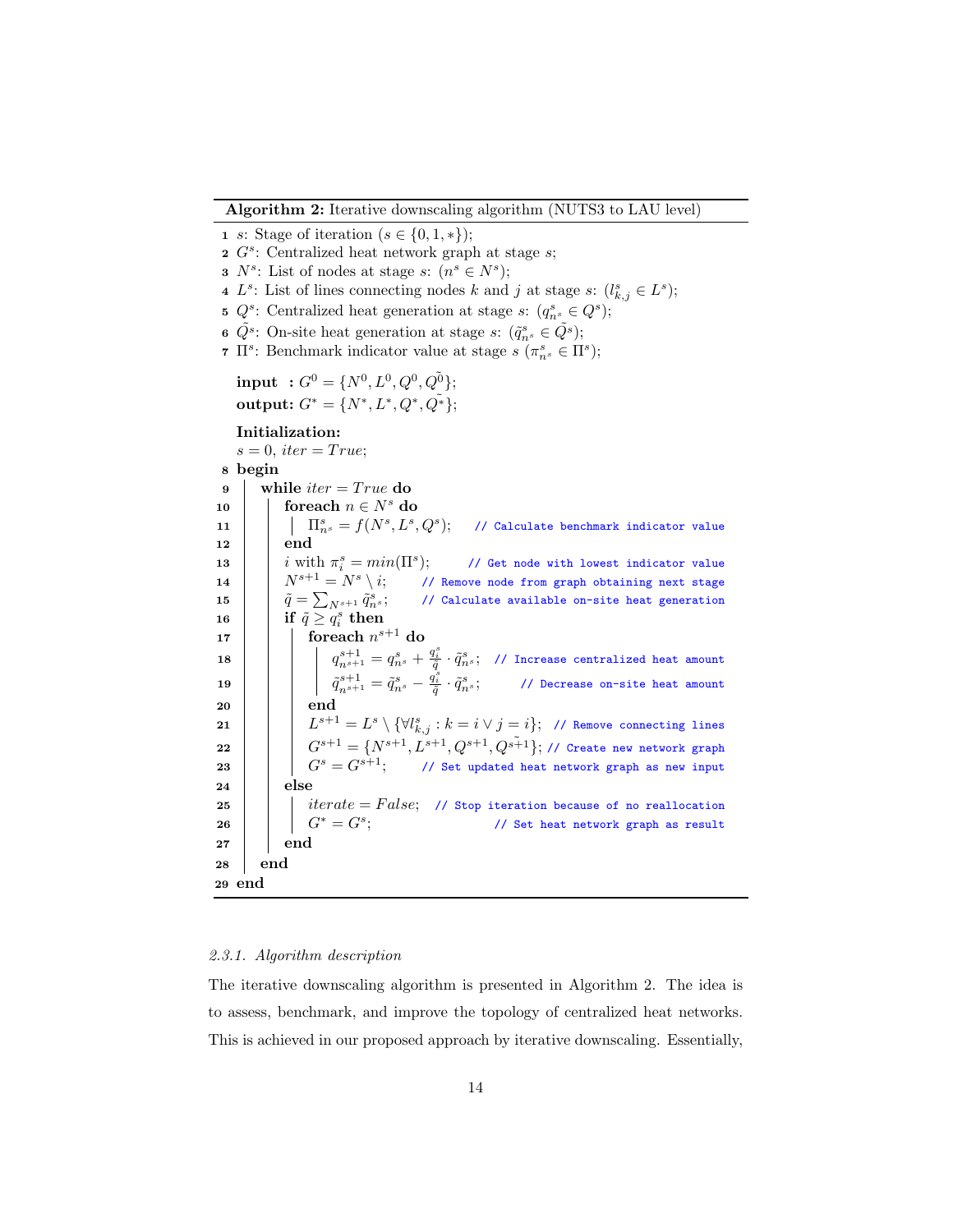**Algorithm 2:** Iterative downscaling algorithm (NUTS3 to LAU level)

```
1  s: Stage of iteration (s ∈ {0, 1, *});
2  G^s: Centralized heat network graph at stage s;
3  N^s: List of nodes at stage s: (n^s ∈ N^s);
4  L^s: List of lines connecting nodes k and j at stage s: (l^s_{k,j} ∈ L^s);
5  Q^s: Centralized heat generation at stage s: (q^s_{n^s} ∈ Q^s);
6  Q̃^s: On-site heat generation at stage s: (q̃^s_{n^s} ∈ Q̃^s);
7  Π^s: Benchmark indicator value at stage s (π^s_{n^s} ∈ Π^s);

   input  : G^0 = {N^0, L^0, Q^0, Q̃^0};
   output: G^* = {N^*, L^*, Q^*, Q̃^*};

   Initialization:
   s = 0, iter = True;
8  begin
9      while iter = True do
10         foreach n ∈ N^s do
11             Π^s_{n^s} = f(N^s, L^s, Q^s);    // Calculate benchmark indicator value
12         end
13         i with π^s_i = min(Π^s);     // Get node with lowest indicator value
14         N^{s+1} = N^s \ i;      // Remove node from graph obtaining next stage
15         q̃ = Σ_{N^{s+1}} q̃^s_{n^s};      // Calculate available on-site heat generation
16         if q̃ ≥ q^s_i then
17             foreach n^{s+1} do
18                 q^{s+1}_{n^{s+1}} = q^s_{n^s} + (q^s_i / q̃) · q̃^s_{n^s};  // Increase centralized heat amount
19                 q̃^{s+1}_{n^{s+1}} = q̃^s_{n^s} − (q^s_i / q̃) · q̃^s_{n^s};      // Decrease on-site heat amount
20             end
21             L^{s+1} = L^s \ {∀l^s_{k,j} : k = i ∨ j = i};  // Remove connecting lines
22             G^{s+1} = {N^{s+1}, L^{s+1}, Q^{s+1}, Q̃^{s+1}}; // Create new network graph
23             G^s = G^{s+1};      // Set updated heat network graph as new input
24         else
25             iterate = False;  // Stop iteration because of no reallocation
26             G^* = G^s;                   // Set heat network graph as result
27         end
28     end
29 end
```

#### 2.3.1. Algorithm description

The iterative downscaling algorithm is presented in Algorithm 2. The idea is to assess, benchmark, and improve the topology of centralized heat networks. This is achieved in our proposed approach by iterative downscaling. Essentially,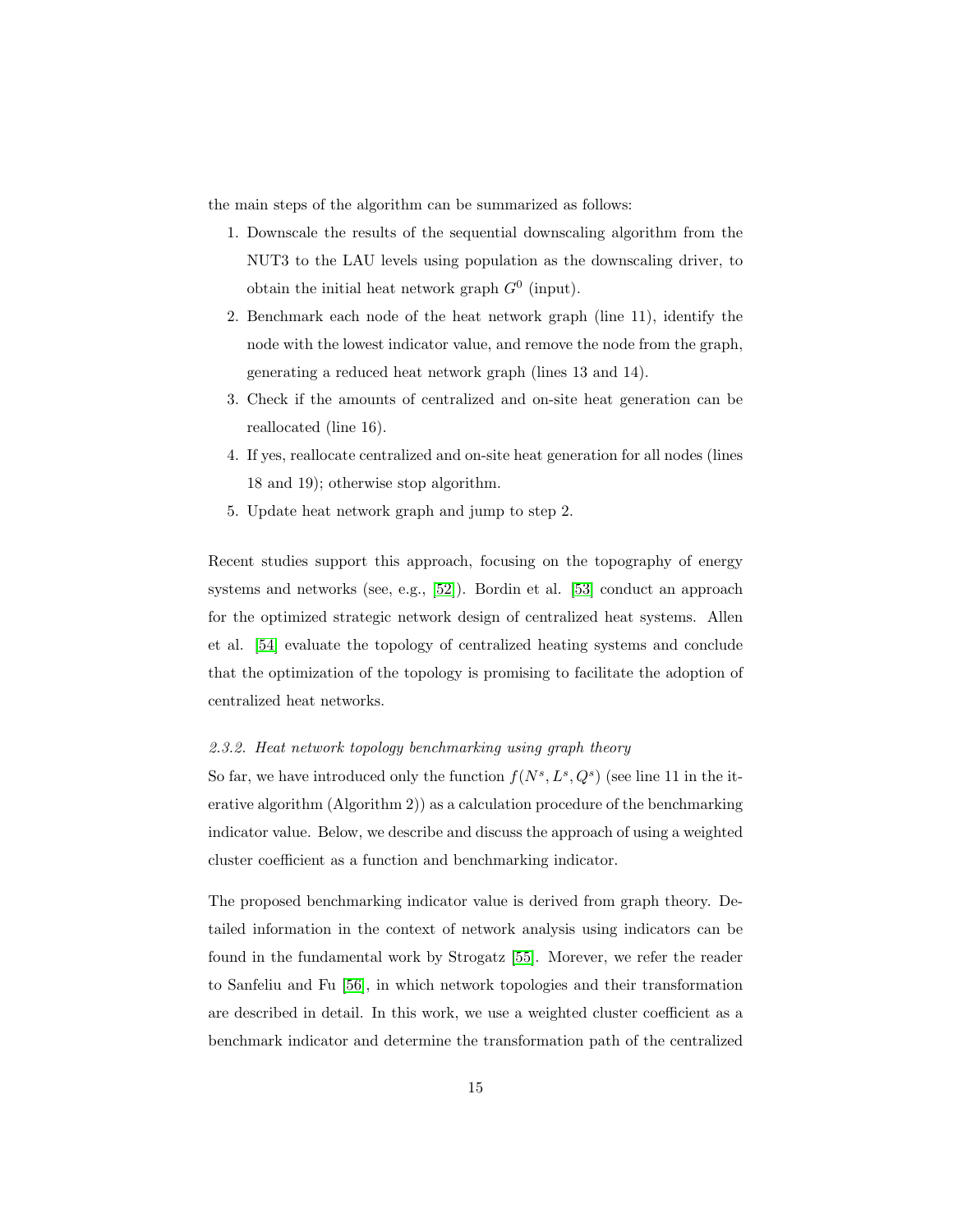the main steps of the algorithm can be summarized as follows:

1. Downscale the results of the sequential downscaling algorithm from the NUT3 to the LAU levels using population as the downscaling driver, to obtain the initial heat network graph $G^0$ (input).
2. Benchmark each node of the heat network graph (line 11), identify the node with the lowest indicator value, and remove the node from the graph, generating a reduced heat network graph (lines 13 and 14).
3. Check if the amounts of centralized and on-site heat generation can be reallocated (line 16).
4. If yes, reallocate centralized and on-site heat generation for all nodes (lines 18 and 19); otherwise stop algorithm.
5. Update heat network graph and jump to step 2.

Recent studies support this approach, focusing on the topography of energy systems and networks (see, e.g., [52]). Bordin et al. [53] conduct an approach for the optimized strategic network design of centralized heat systems. Allen et al. [54] evaluate the topology of centralized heating systems and conclude that the optimization of the topology is promising to facilitate the adoption of centralized heat networks.

### *2.3.2. Heat network topology benchmarking using graph theory*

So far, we have introduced only the function $f(N^s, L^s, Q^s)$ (see line 11 in the iterative algorithm (Algorithm 2)) as a calculation procedure of the benchmarking indicator value. Below, we describe and discuss the approach of using a weighted cluster coefficient as a function and benchmarking indicator.

The proposed benchmarking indicator value is derived from graph theory. Detailed information in the context of network analysis using indicators can be found in the fundamental work by Strogatz [55]. Morever, we refer the reader to Sanfeliu and Fu [56], in which network topologies and their transformation are described in detail. In this work, we use a weighted cluster coefficient as a benchmark indicator and determine the transformation path of the centralized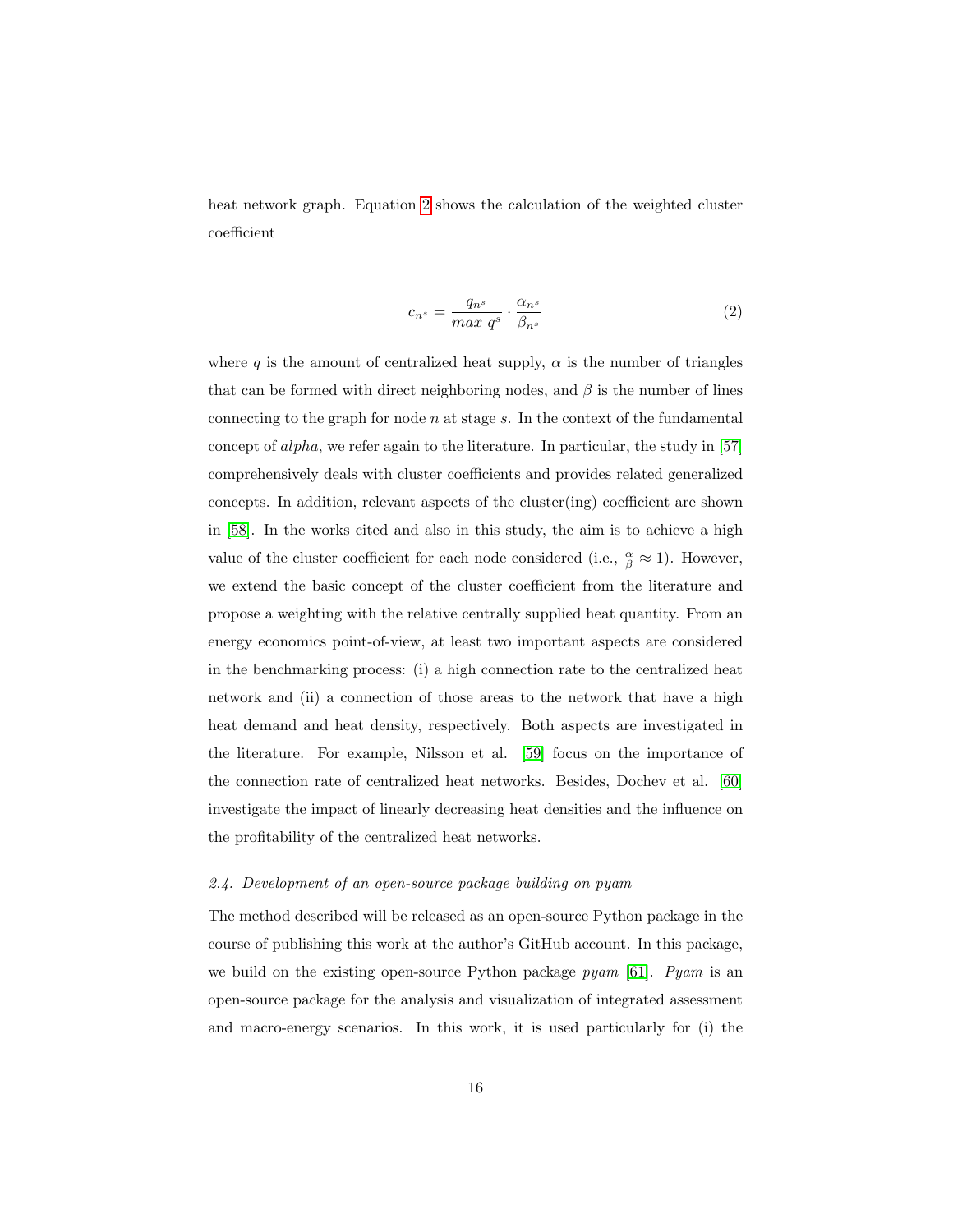heat network graph. Equation 2 shows the calculation of the weighted cluster coefficient

$$c_{n^s} = \frac{q_{n^s}}{max\ q^s} \cdot \frac{\alpha_{n^s}}{\beta_{n^s}} \tag{2}$$

where $q$ is the amount of centralized heat supply, $\alpha$ is the number of triangles that can be formed with direct neighboring nodes, and $\beta$ is the number of lines connecting to the graph for node $n$ at stage $s$. In the context of the fundamental concept of *alpha*, we refer again to the literature. In particular, the study in [57] comprehensively deals with cluster coefficients and provides related generalized concepts. In addition, relevant aspects of the cluster(ing) coefficient are shown in [58]. In the works cited and also in this study, the aim is to achieve a high value of the cluster coefficient for each node considered (i.e., $\frac{\alpha}{\beta} \approx 1$). However, we extend the basic concept of the cluster coefficient from the literature and propose a weighting with the relative centrally supplied heat quantity. From an energy economics point-of-view, at least two important aspects are considered in the benchmarking process: (i) a high connection rate to the centralized heat network and (ii) a connection of those areas to the network that have a high heat demand and heat density, respectively. Both aspects are investigated in the literature. For example, Nilsson et al. [59] focus on the importance of the connection rate of centralized heat networks. Besides, Dochev et al. [60] investigate the impact of linearly decreasing heat densities and the influence on the profitability of the centralized heat networks.

### 2.4. Development of an open-source package building on pyam

The method described will be released as an open-source Python package in the course of publishing this work at the author's GitHub account. In this package, we build on the existing open-source Python package *pyam* [61]. *Pyam* is an open-source package for the analysis and visualization of integrated assessment and macro-energy scenarios. In this work, it is used particularly for (i) the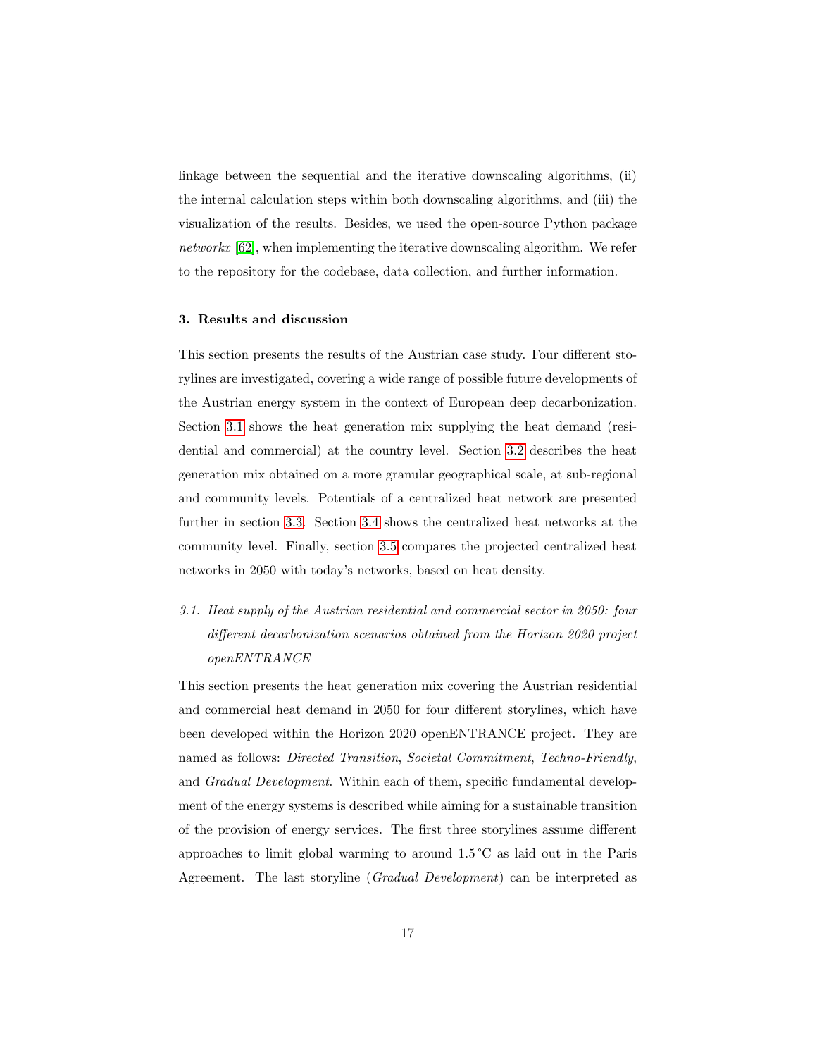linkage between the sequential and the iterative downscaling algorithms, (ii) the internal calculation steps within both downscaling algorithms, and (iii) the visualization of the results. Besides, we used the open-source Python package *networkx* [62], when implementing the iterative downscaling algorithm. We refer to the repository for the codebase, data collection, and further information.

## 3. Results and discussion

This section presents the results of the Austrian case study. Four different storylines are investigated, covering a wide range of possible future developments of the Austrian energy system in the context of European deep decarbonization. Section 3.1 shows the heat generation mix supplying the heat demand (residential and commercial) at the country level. Section 3.2 describes the heat generation mix obtained on a more granular geographical scale, at sub-regional and community levels. Potentials of a centralized heat network are presented further in section 3.3. Section 3.4 shows the centralized heat networks at the community level. Finally, section 3.5 compares the projected centralized heat networks in 2050 with today's networks, based on heat density.

### *3.1. Heat supply of the Austrian residential and commercial sector in 2050: four different decarbonization scenarios obtained from the Horizon 2020 project openENTRANCE*

This section presents the heat generation mix covering the Austrian residential and commercial heat demand in 2050 for four different storylines, which have been developed within the Horizon 2020 openENTRANCE project. They are named as follows: *Directed Transition*, *Societal Commitment*, *Techno-Friendly*, and *Gradual Development*. Within each of them, specific fundamental development of the energy systems is described while aiming for a sustainable transition of the provision of energy services. The first three storylines assume different approaches to limit global warming to around 1.5 °C as laid out in the Paris Agreement. The last storyline (*Gradual Development*) can be interpreted as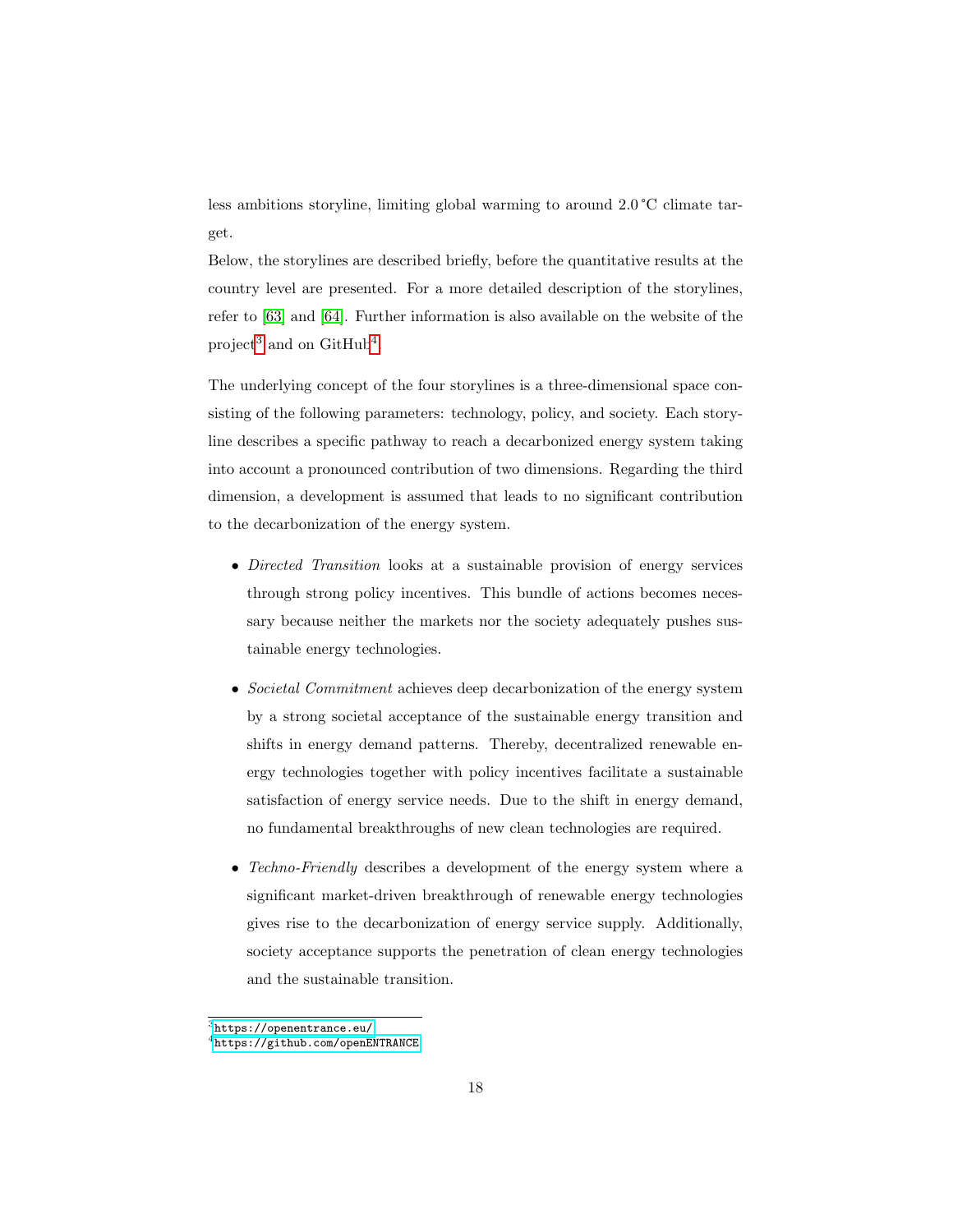less ambitions storyline, limiting global warming to around 2.0 °C climate target.

Below, the storylines are described briefly, before the quantitative results at the country level are presented. For a more detailed description of the storylines, refer to [63] and [64]. Further information is also available on the website of the project[3] and on GitHub[4].

The underlying concept of the four storylines is a three-dimensional space consisting of the following parameters: technology, policy, and society. Each storyline describes a specific pathway to reach a decarbonized energy system taking into account a pronounced contribution of two dimensions. Regarding the third dimension, a development is assumed that leads to no significant contribution to the decarbonization of the energy system.

- *Directed Transition* looks at a sustainable provision of energy services through strong policy incentives. This bundle of actions becomes necessary because neither the markets nor the society adequately pushes sustainable energy technologies.

- *Societal Commitment* achieves deep decarbonization of the energy system by a strong societal acceptance of the sustainable energy transition and shifts in energy demand patterns. Thereby, decentralized renewable energy technologies together with policy incentives facilitate a sustainable satisfaction of energy service needs. Due to the shift in energy demand, no fundamental breakthroughs of new clean technologies are required.

- *Techno-Friendly* describes a development of the energy system where a significant market-driven breakthrough of renewable energy technologies gives rise to the decarbonization of energy service supply. Additionally, society acceptance supports the penetration of clean energy technologies and the sustainable transition.

[3] https://openentrance.eu/

[4] https://github.com/openENTRANCE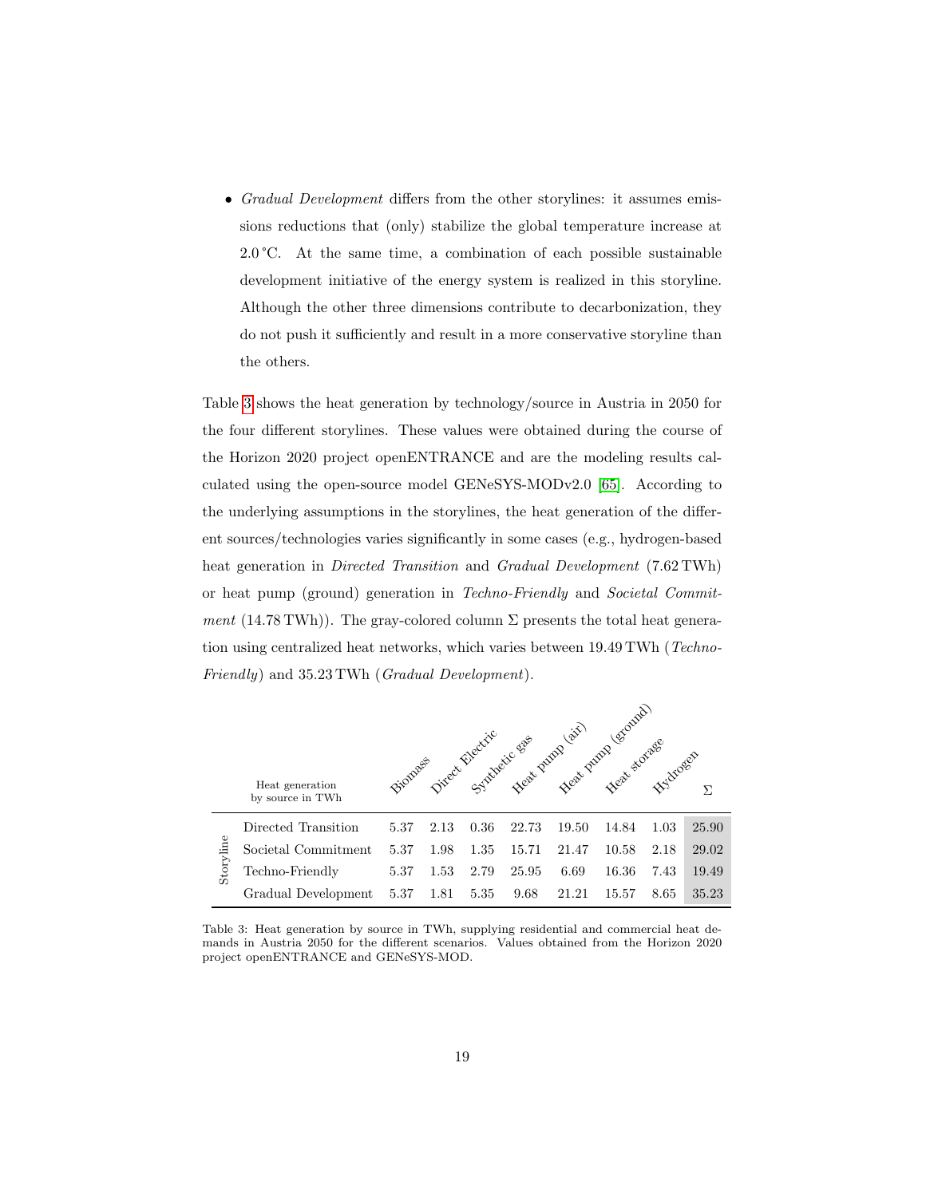- *Gradual Development* differs from the other storylines: it assumes emissions reductions that (only) stabilize the global temperature increase at 2.0 °C. At the same time, a combination of each possible sustainable development initiative of the energy system is realized in this storyline. Although the other three dimensions contribute to decarbonization, they do not push it sufficiently and result in a more conservative storyline than the others.

Table 3 shows the heat generation by technology/source in Austria in 2050 for the four different storylines. These values were obtained during the course of the Horizon 2020 project openENTRANCE and are the modeling results calculated using the open-source model GENeSYS-MODv2.0 [65]. According to the underlying assumptions in the storylines, the heat generation of the different sources/technologies varies significantly in some cases (e.g., hydrogen-based heat generation in *Directed Transition* and *Gradual Development* (7.62 TWh) or heat pump (ground) generation in *Techno-Friendly* and *Societal Commitment* (14.78 TWh)). The gray-colored column Σ presents the total heat generation using centralized heat networks, which varies between 19.49 TWh (*Techno-Friendly*) and 35.23 TWh (*Gradual Development*).

| | Heat generation by source in TWh | Biomass | Direct Electric | Synthetic gas | Heat pump (air) | Heat pump (ground) | Heat storage | Hydrogen | Σ |
|---|---|---|---|---|---|---|---|---|---|
| Storyline | Directed Transition | 5.37 | 2.13 | 0.36 | 22.73 | 19.50 | 14.84 | 1.03 | 25.90 |
| | Societal Commitment | 5.37 | 1.98 | 1.35 | 15.71 | 21.47 | 10.58 | 2.18 | 29.02 |
| | Techno-Friendly | 5.37 | 1.53 | 2.79 | 25.95 | 6.69 | 16.36 | 7.43 | 19.49 |
| | Gradual Development | 5.37 | 1.81 | 5.35 | 9.68 | 21.21 | 15.57 | 8.65 | 35.23 |

Table 3: Heat generation by source in TWh, supplying residential and commercial heat demands in Austria 2050 for the different scenarios. Values obtained from the Horizon 2020 project openENTRANCE and GENeSYS-MOD.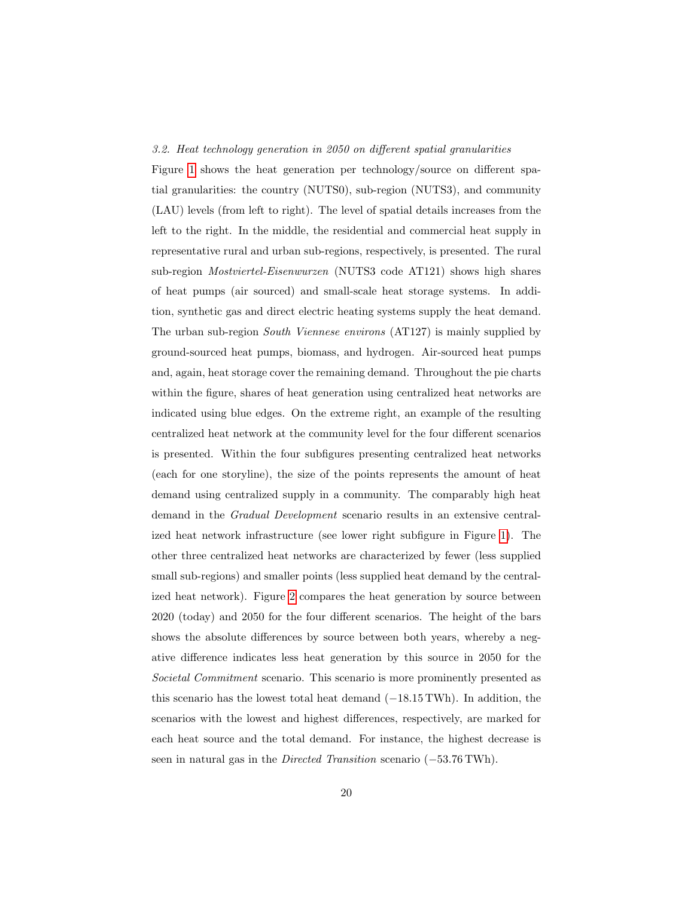### 3.2. Heat technology generation in 2050 on different spatial granularities

Figure 1 shows the heat generation per technology/source on different spatial granularities: the country (NUTS0), sub-region (NUTS3), and community (LAU) levels (from left to right). The level of spatial details increases from the left to the right. In the middle, the residential and commercial heat supply in representative rural and urban sub-regions, respectively, is presented. The rural sub-region *Mostviertel-Eisenwurzen* (NUTS3 code AT121) shows high shares of heat pumps (air sourced) and small-scale heat storage systems. In addition, synthetic gas and direct electric heating systems supply the heat demand. The urban sub-region *South Viennese environs* (AT127) is mainly supplied by ground-sourced heat pumps, biomass, and hydrogen. Air-sourced heat pumps and, again, heat storage cover the remaining demand. Throughout the pie charts within the figure, shares of heat generation using centralized heat networks are indicated using blue edges. On the extreme right, an example of the resulting centralized heat network at the community level for the four different scenarios is presented. Within the four subfigures presenting centralized heat networks (each for one storyline), the size of the points represents the amount of heat demand using centralized supply in a community. The comparably high heat demand in the *Gradual Development* scenario results in an extensive centralized heat network infrastructure (see lower right subfigure in Figure 1). The other three centralized heat networks are characterized by fewer (less supplied small sub-regions) and smaller points (less supplied heat demand by the centralized heat network). Figure 2 compares the heat generation by source between 2020 (today) and 2050 for the four different scenarios. The height of the bars shows the absolute differences by source between both years, whereby a negative difference indicates less heat generation by this source in 2050 for the *Societal Commitment* scenario. This scenario is more prominently presented as this scenario has the lowest total heat demand (−18.15 TWh). In addition, the scenarios with the lowest and highest differences, respectively, are marked for each heat source and the total demand. For instance, the highest decrease is seen in natural gas in the *Directed Transition* scenario (−53.76 TWh).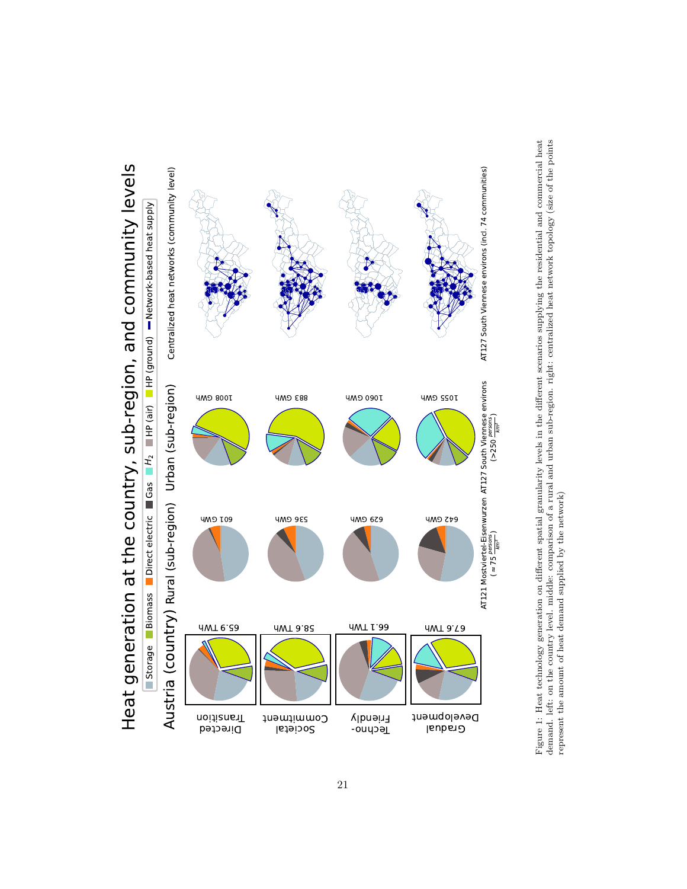Figure 1: Heat technology generation on different spatial granularity levels in the different scenarios supplying the residential and commercial heat demand. left: on the country level. middle: comparison of a rural and urban sub-region. right: centralized heat network topology (size of the points represent the amount of heat demand supplied by the network)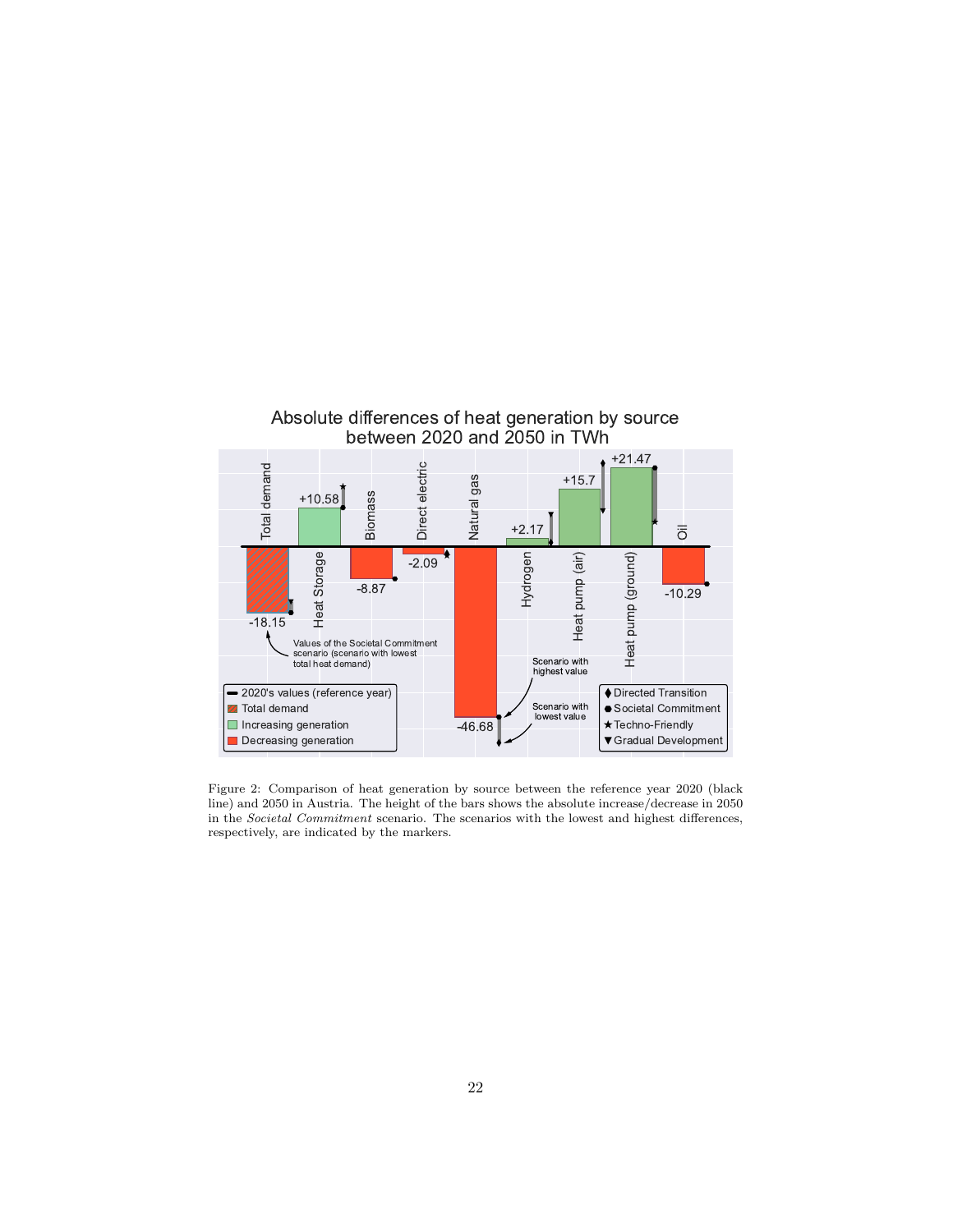Figure 2: Comparison of heat generation by source between the reference year 2020 (black line) and 2050 in Austria. The height of the bars shows the absolute increase/decrease in 2050 in the *Societal Commitment* scenario. The scenarios with the lowest and highest differences, respectively, are indicated by the markers.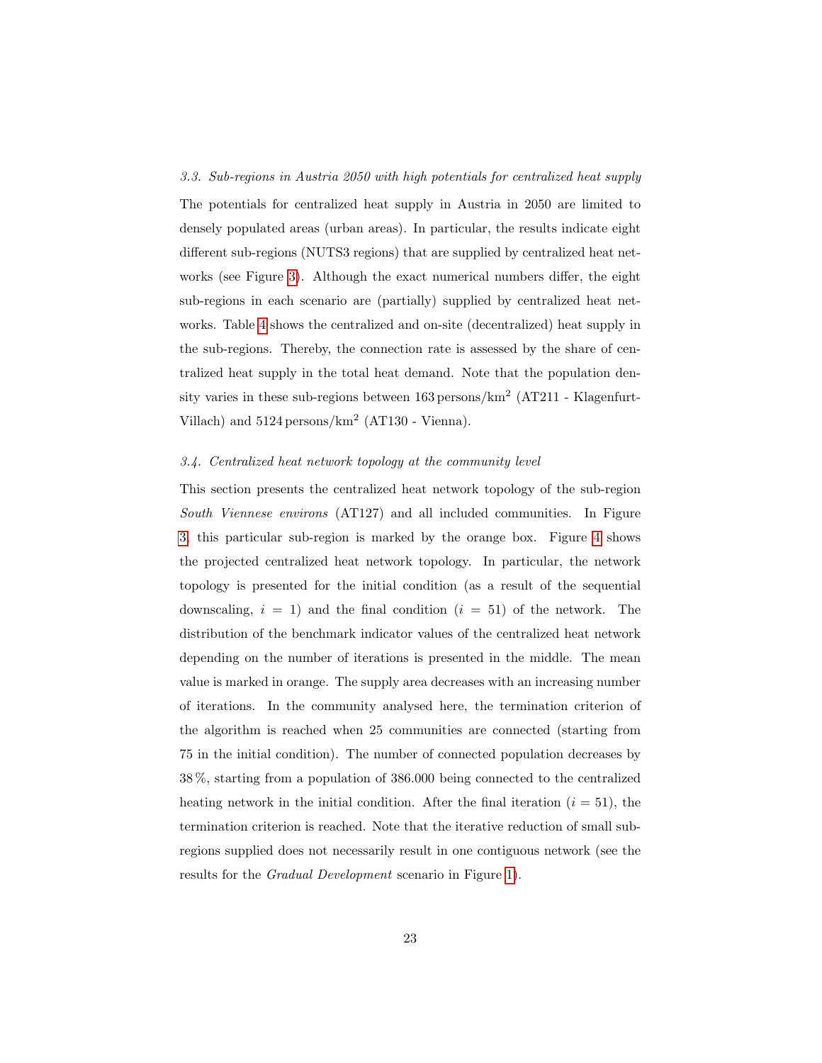### 3.3. Sub-regions in Austria 2050 with high potentials for centralized heat supply

The potentials for centralized heat supply in Austria in 2050 are limited to densely populated areas (urban areas). In particular, the results indicate eight different sub-regions (NUTS3 regions) that are supplied by centralized heat networks (see Figure 3). Although the exact numerical numbers differ, the eight sub-regions in each scenario are (partially) supplied by centralized heat networks. Table 4 shows the centralized and on-site (decentralized) heat supply in the sub-regions. Thereby, the connection rate is assessed by the share of centralized heat supply in the total heat demand. Note that the population density varies in these sub-regions between 163 persons/km$^2$ (AT211 - Klagenfurt-Villach) and 5124 persons/km$^2$ (AT130 - Vienna).

### 3.4. Centralized heat network topology at the community level

This section presents the centralized heat network topology of the sub-region *South Viennese environs* (AT127) and all included communities. In Figure 3, this particular sub-region is marked by the orange box. Figure 4 shows the projected centralized heat network topology. In particular, the network topology is presented for the initial condition (as a result of the sequential downscaling, $i = 1$) and the final condition ($i = 51$) of the network. The distribution of the benchmark indicator values of the centralized heat network depending on the number of iterations is presented in the middle. The mean value is marked in orange. The supply area decreases with an increasing number of iterations. In the community analysed here, the termination criterion of the algorithm is reached when 25 communities are connected (starting from 75 in the initial condition). The number of connected population decreases by 38 %, starting from a population of 386.000 being connected to the centralized heating network in the initial condition. After the final iteration ($i = 51$), the termination criterion is reached. Note that the iterative reduction of small sub-regions supplied does not necessarily result in one contiguous network (see the results for the *Gradual Development* scenario in Figure 1).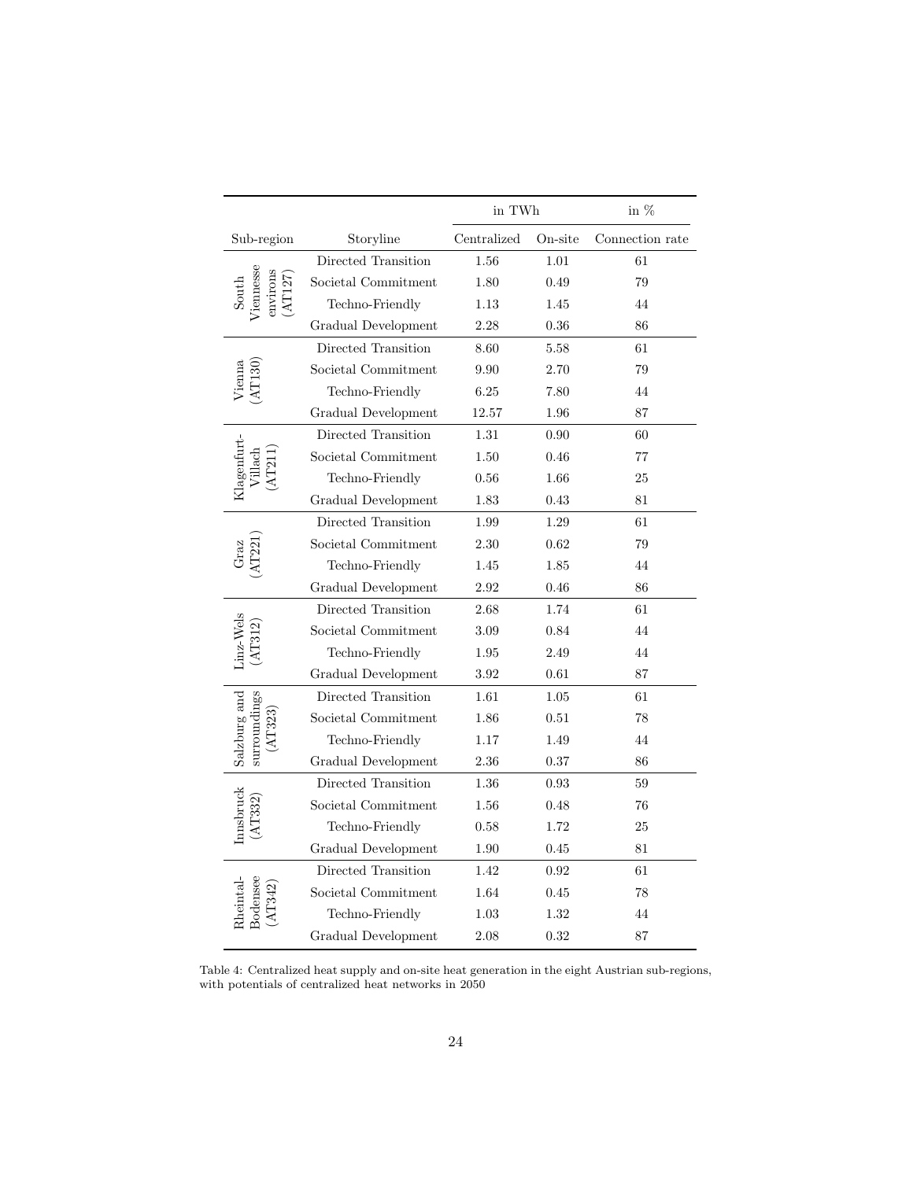| | | in TWh | | in % |
|---|---|---|---|---|
| Sub-region | Storyline | Centralized | On-site | Connection rate |
| South Viennesse environs (AT127) | Directed Transition | 1.56 | 1.01 | 61 |
| | Societal Commitment | 1.80 | 0.49 | 79 |
| | Techno-Friendly | 1.13 | 1.45 | 44 |
| | Gradual Development | 2.28 | 0.36 | 86 |
| Vienna (AT130) | Directed Transition | 8.60 | 5.58 | 61 |
| | Societal Commitment | 9.90 | 2.70 | 79 |
| | Techno-Friendly | 6.25 | 7.80 | 44 |
| | Gradual Development | 12.57 | 1.96 | 87 |
| Klagenfurt-Villach (AT211) | Directed Transition | 1.31 | 0.90 | 60 |
| | Societal Commitment | 1.50 | 0.46 | 77 |
| | Techno-Friendly | 0.56 | 1.66 | 25 |
| | Gradual Development | 1.83 | 0.43 | 81 |
| Graz (AT221) | Directed Transition | 1.99 | 1.29 | 61 |
| | Societal Commitment | 2.30 | 0.62 | 79 |
| | Techno-Friendly | 1.45 | 1.85 | 44 |
| | Gradual Development | 2.92 | 0.46 | 86 |
| Linz-Wels (AT312) | Directed Transition | 2.68 | 1.74 | 61 |
| | Societal Commitment | 3.09 | 0.84 | 44 |
| | Techno-Friendly | 1.95 | 2.49 | 44 |
| | Gradual Development | 3.92 | 0.61 | 87 |
| Salzburg and surroundings (AT323) | Directed Transition | 1.61 | 1.05 | 61 |
| | Societal Commitment | 1.86 | 0.51 | 78 |
| | Techno-Friendly | 1.17 | 1.49 | 44 |
| | Gradual Development | 2.36 | 0.37 | 86 |
| Innsbruck (AT332) | Directed Transition | 1.36 | 0.93 | 59 |
| | Societal Commitment | 1.56 | 0.48 | 76 |
| | Techno-Friendly | 0.58 | 1.72 | 25 |
| | Gradual Development | 1.90 | 0.45 | 81 |
| Rheintal-Bodensee (AT342) | Directed Transition | 1.42 | 0.92 | 61 |
| | Societal Commitment | 1.64 | 0.45 | 78 |
| | Techno-Friendly | 1.03 | 1.32 | 44 |
| | Gradual Development | 2.08 | 0.32 | 87 |

Table 4: Centralized heat supply and on-site heat generation in the eight Austrian sub-regions, with potentials of centralized heat networks in 2050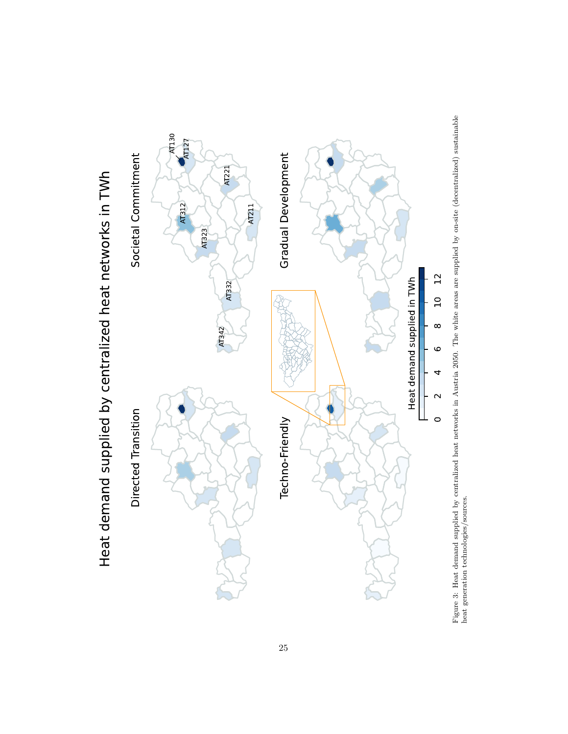Figure 3: Heat demand supplied by centralized heat networks in Austria 2050. The white areas are supplied by on-site (decentralized) sustainable heat generation technologies/sources.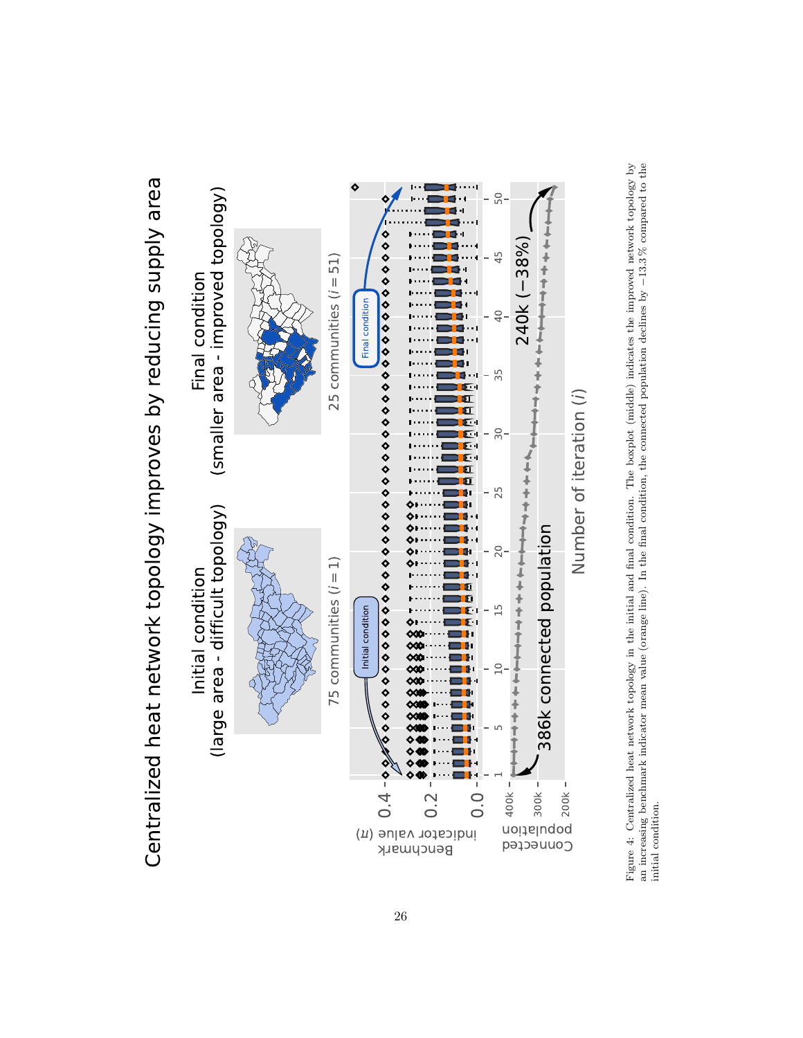Figure 4: Centralized heat network topology in the initial and final condition. The boxplot (middle) indicates the improved network topology by an increasing benchmark indicator mean value (orange line). In the final condition, the connected population declines by −13.3 % compared to the initial condition.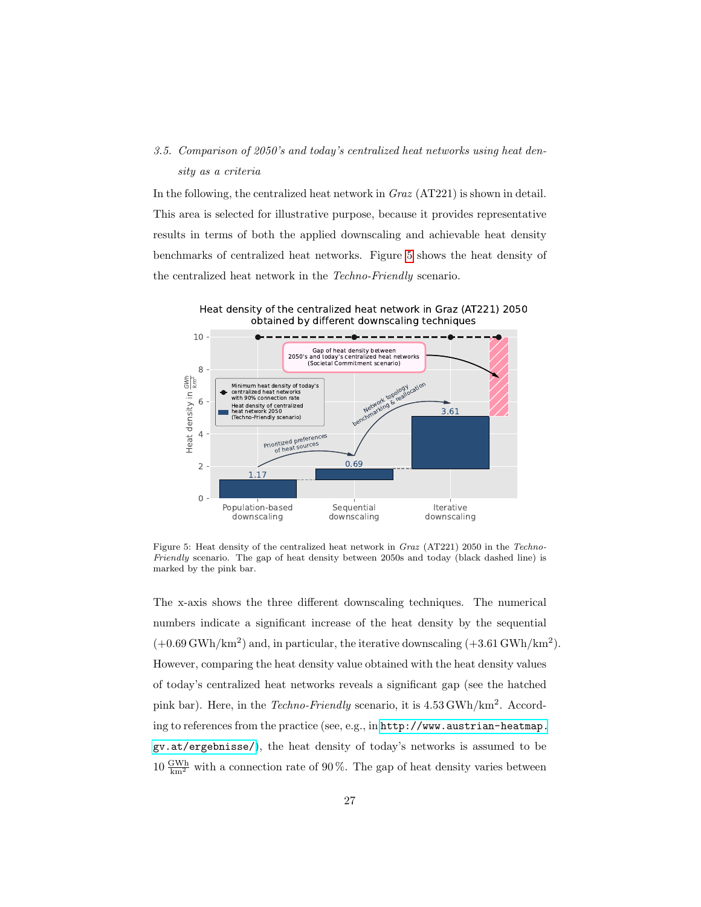### 3.5. Comparison of 2050's and today's centralized heat networks using heat density as a criteria

In the following, the centralized heat network in *Graz* (AT221) is shown in detail. This area is selected for illustrative purpose, because it provides representative results in terms of both the applied downscaling and achievable heat density benchmarks of centralized heat networks. Figure 5 shows the heat density of the centralized heat network in the *Techno-Friendly* scenario.

Figure 5: Heat density of the centralized heat network in *Graz* (AT221) 2050 in the *Techno-Friendly* scenario. The gap of heat density between 2050s and today (black dashed line) is marked by the pink bar.

The x-axis shows the three different downscaling techniques. The numerical numbers indicate a significant increase of the heat density by the sequential (+0.69 GWh/km$^2$) and, in particular, the iterative downscaling (+3.61 GWh/km$^2$). However, comparing the heat density value obtained with the heat density values of today's centralized heat networks reveals a significant gap (see the hatched pink bar). Here, in the *Techno-Friendly* scenario, it is 4.53 GWh/km$^2$. According to references from the practice (see, e.g., in http://www.austrian-heatmap.gv.at/ergebnisse/), the heat density of today's networks is assumed to be 10 $\frac{\text{GWh}}{\text{km}^2}$ with a connection rate of 90 %. The gap of heat density varies between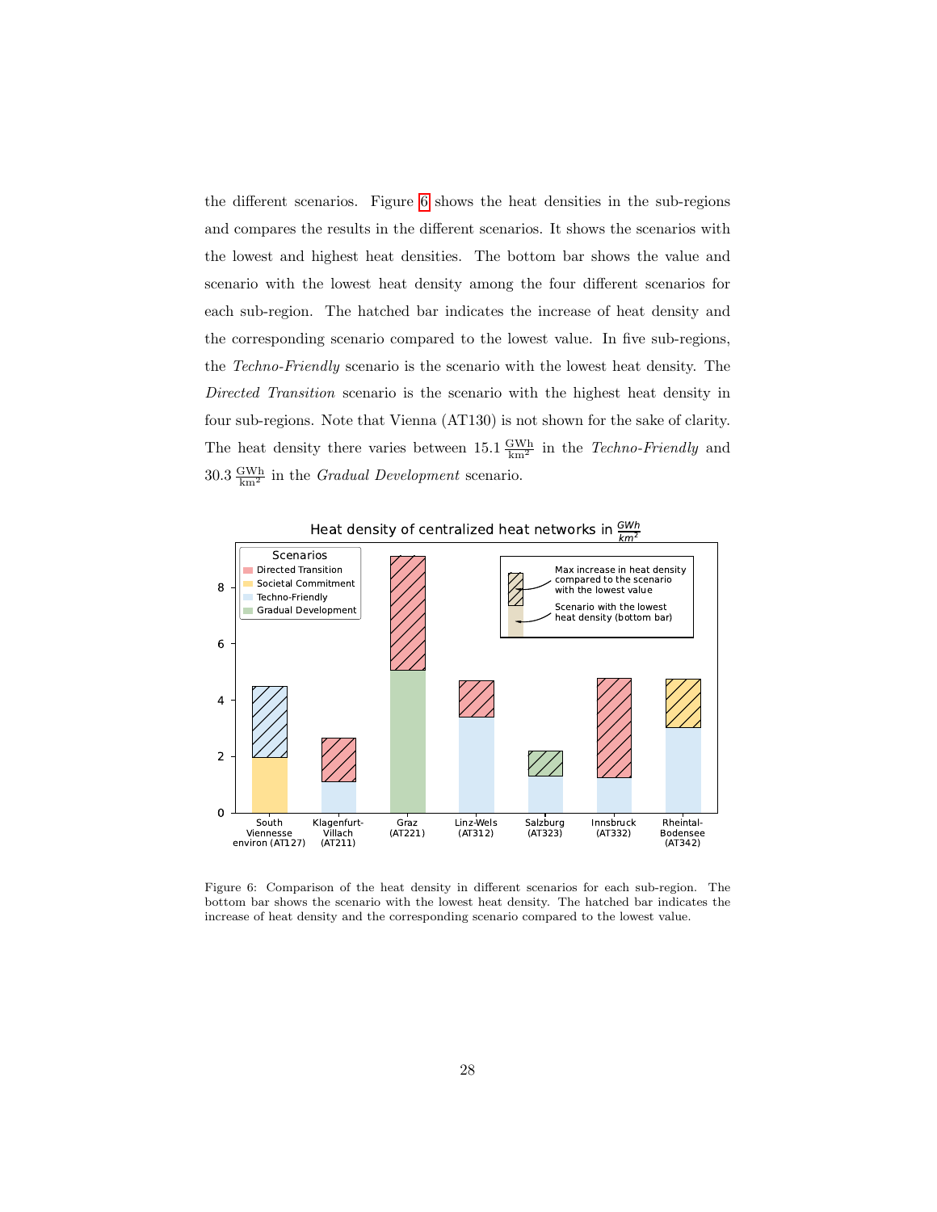the different scenarios. Figure 6 shows the heat densities in the sub-regions and compares the results in the different scenarios. It shows the scenarios with the lowest and highest heat densities. The bottom bar shows the value and scenario with the lowest heat density among the four different scenarios for each sub-region. The hatched bar indicates the increase of heat density and the corresponding scenario compared to the lowest value. In five sub-regions, the *Techno-Friendly* scenario is the scenario with the lowest heat density. The *Directed Transition* scenario is the scenario with the highest heat density in four sub-regions. Note that Vienna (AT130) is not shown for the sake of clarity. The heat density there varies between 15.1 $\frac{\text{GWh}}{\text{km}^2}$ in the *Techno-Friendly* and 30.3 $\frac{\text{GWh}}{\text{km}^2}$ in the *Gradual Development* scenario.

Figure 6: Comparison of the heat density in different scenarios for each sub-region. The bottom bar shows the scenario with the lowest heat density. The hatched bar indicates the increase of heat density and the corresponding scenario compared to the lowest value.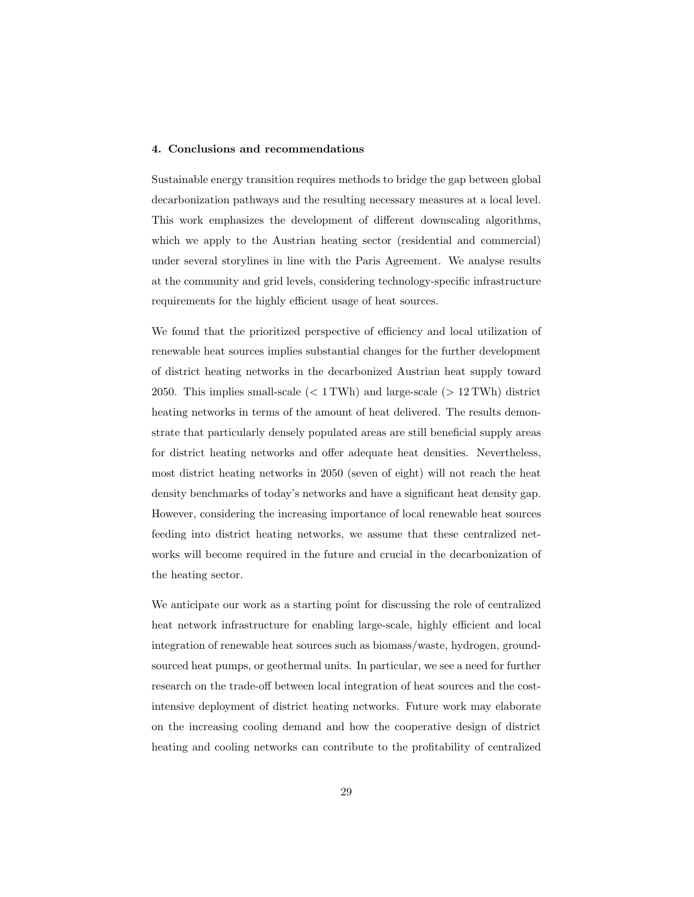## 4. Conclusions and recommendations

Sustainable energy transition requires methods to bridge the gap between global decarbonization pathways and the resulting necessary measures at a local level. This work emphasizes the development of different downscaling algorithms, which we apply to the Austrian heating sector (residential and commercial) under several storylines in line with the Paris Agreement. We analyse results at the community and grid levels, considering technology-specific infrastructure requirements for the highly efficient usage of heat sources.

We found that the prioritized perspective of efficiency and local utilization of renewable heat sources implies substantial changes for the further development of district heating networks in the decarbonized Austrian heat supply toward 2050. This implies small-scale ($< 1\,\text{TWh}$) and large-scale ($> 12\,\text{TWh}$) district heating networks in terms of the amount of heat delivered. The results demonstrate that particularly densely populated areas are still beneficial supply areas for district heating networks and offer adequate heat densities. Nevertheless, most district heating networks in 2050 (seven of eight) will not reach the heat density benchmarks of today's networks and have a significant heat density gap. However, considering the increasing importance of local renewable heat sources feeding into district heating networks, we assume that these centralized networks will become required in the future and crucial in the decarbonization of the heating sector.

We anticipate our work as a starting point for discussing the role of centralized heat network infrastructure for enabling large-scale, highly efficient and local integration of renewable heat sources such as biomass/waste, hydrogen, ground-sourced heat pumps, or geothermal units. In particular, we see a need for further research on the trade-off between local integration of heat sources and the cost-intensive deployment of district heating networks. Future work may elaborate on the increasing cooling demand and how the cooperative design of district heating and cooling networks can contribute to the profitability of centralized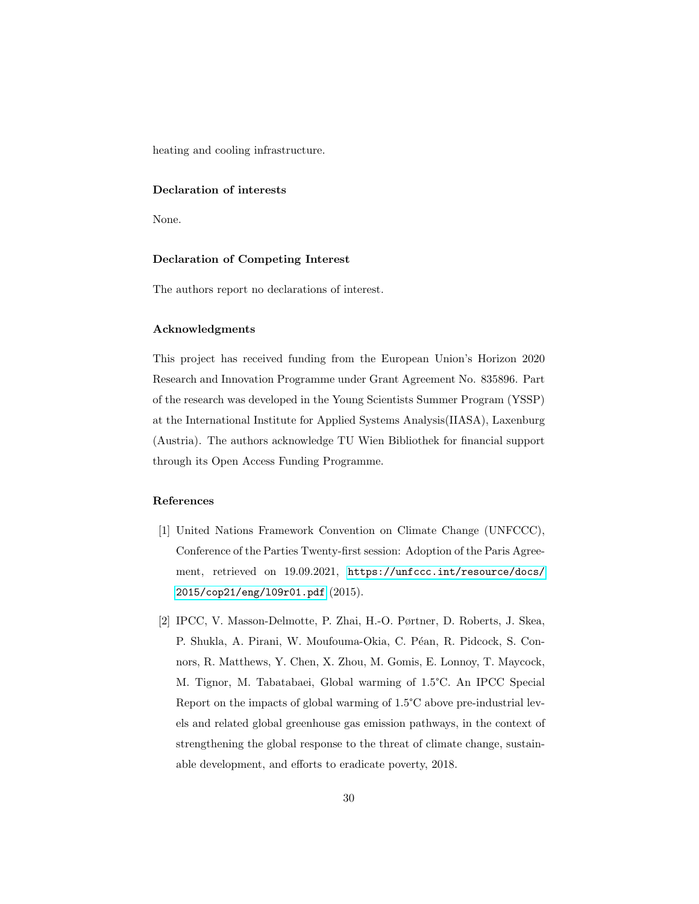heating and cooling infrastructure.

### Declaration of interests

None.

### Declaration of Competing Interest

The authors report no declarations of interest.

### Acknowledgments

This project has received funding from the European Union's Horizon 2020 Research and Innovation Programme under Grant Agreement No. 835896. Part of the research was developed in the Young Scientists Summer Program (YSSP) at the International Institute for Applied Systems Analysis(IIASA), Laxenburg (Austria). The authors acknowledge TU Wien Bibliothek for financial support through its Open Access Funding Programme.

### References

[1] United Nations Framework Convention on Climate Change (UNFCCC), Conference of the Parties Twenty-first session: Adoption of the Paris Agreement, retrieved on 19.09.2021, https://unfccc.int/resource/docs/2015/cop21/eng/l09r01.pdf (2015).

[2] IPCC, V. Masson-Delmotte, P. Zhai, H.-O. Pørtner, D. Roberts, J. Skea, P. Shukla, A. Pirani, W. Moufouma-Okia, C. Péan, R. Pidcock, S. Connors, R. Matthews, Y. Chen, X. Zhou, M. Gomis, E. Lonnoy, T. Maycock, M. Tignor, M. Tabatabaei, Global warming of 1.5°C. An IPCC Special Report on the impacts of global warming of 1.5°C above pre-industrial levels and related global greenhouse gas emission pathways, in the context of strengthening the global response to the threat of climate change, sustainable development, and efforts to eradicate poverty, 2018.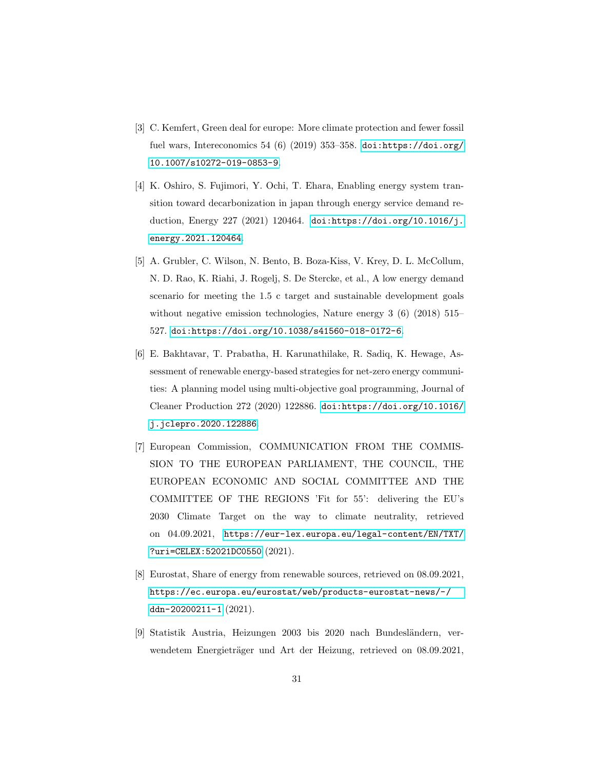[3] C. Kemfert, Green deal for europe: More climate protection and fewer fossil fuel wars, Intereconomics 54 (6) (2019) 353–358. doi:https://doi.org/10.1007/s10272-019-0853-9.

[4] K. Oshiro, S. Fujimori, Y. Ochi, T. Ehara, Enabling energy system transition toward decarbonization in japan through energy service demand reduction, Energy 227 (2021) 120464. doi:https://doi.org/10.1016/j.energy.2021.120464.

[5] A. Grubler, C. Wilson, N. Bento, B. Boza-Kiss, V. Krey, D. L. McCollum, N. D. Rao, K. Riahi, J. Rogelj, S. De Stercke, et al., A low energy demand scenario for meeting the 1.5 c target and sustainable development goals without negative emission technologies, Nature energy 3 (6) (2018) 515–527. doi:https://doi.org/10.1038/s41560-018-0172-6.

[6] E. Bakhtavar, T. Prabatha, H. Karunathilake, R. Sadiq, K. Hewage, Assessment of renewable energy-based strategies for net-zero energy communities: A planning model using multi-objective goal programming, Journal of Cleaner Production 272 (2020) 122886. doi:https://doi.org/10.1016/j.jclepro.2020.122886.

[7] European Commission, COMMUNICATION FROM THE COMMISSION TO THE EUROPEAN PARLIAMENT, THE COUNCIL, THE EUROPEAN ECONOMIC AND SOCIAL COMMITTEE AND THE COMMITTEE OF THE REGIONS 'Fit for 55': delivering the EU's 2030 Climate Target on the way to climate neutrality, retrieved on 04.09.2021, https://eur-lex.europa.eu/legal-content/EN/TXT/?uri=CELEX:52021DC0550 (2021).

[8] Eurostat, Share of energy from renewable sources, retrieved on 08.09.2021, https://ec.europa.eu/eurostat/web/products-eurostat-news/-/ddn-20200211-1 (2021).

[9] Statistik Austria, Heizungen 2003 bis 2020 nach Bundesländern, verwendetem Energieträger und Art der Heizung, retrieved on 08.09.2021,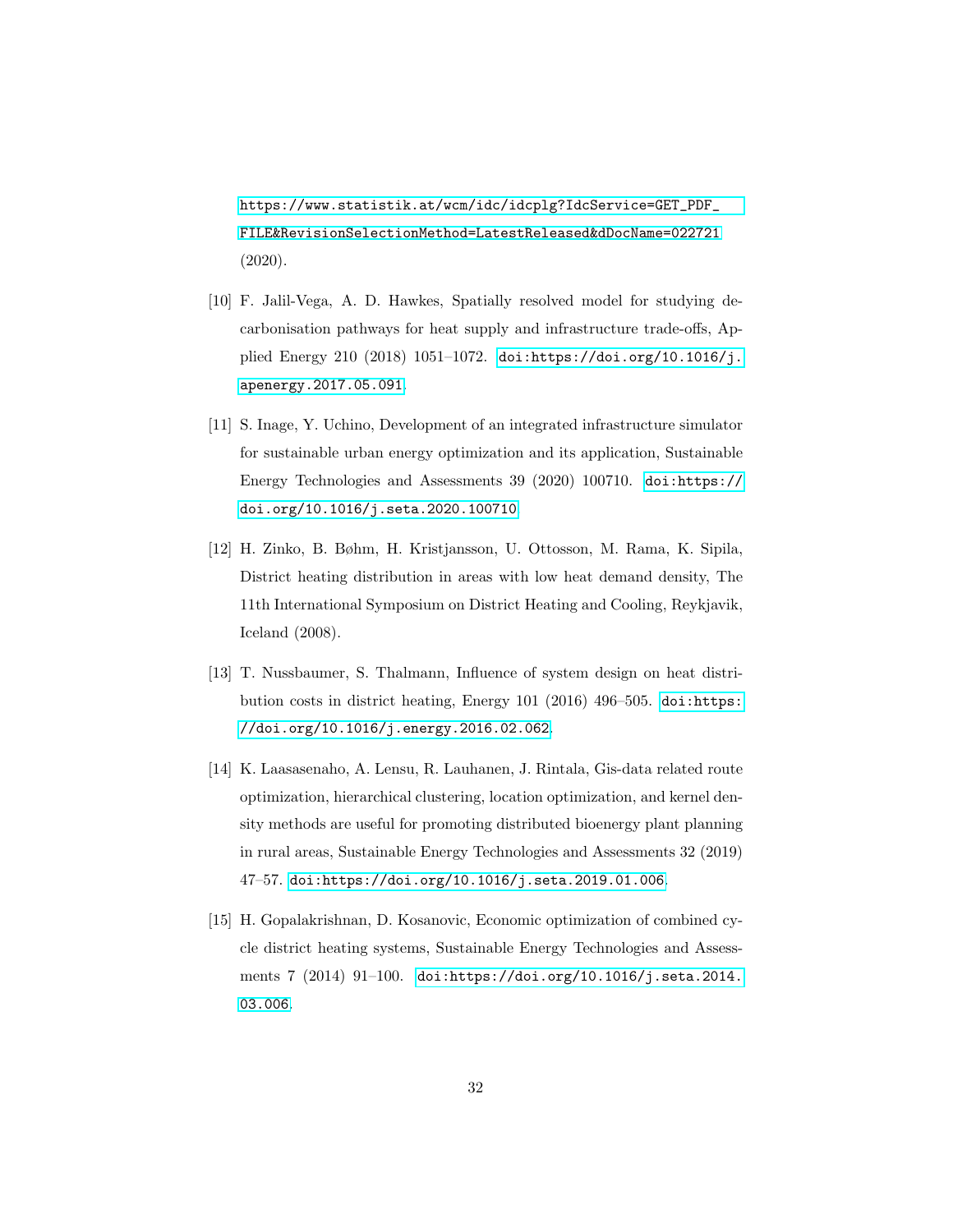https://www.statistik.at/wcm/idc/idcplg?IdcService=GET_PDF_FILE&RevisionSelectionMethod=LatestReleased&dDocName=022721 (2020).

[10] F. Jalil-Vega, A. D. Hawkes, Spatially resolved model for studying decarbonisation pathways for heat supply and infrastructure trade-offs, Applied Energy 210 (2018) 1051–1072. doi:https://doi.org/10.1016/j.apenergy.2017.05.091.

[11] S. Inage, Y. Uchino, Development of an integrated infrastructure simulator for sustainable urban energy optimization and its application, Sustainable Energy Technologies and Assessments 39 (2020) 100710. doi:https://doi.org/10.1016/j.seta.2020.100710.

[12] H. Zinko, B. Bøhm, H. Kristjansson, U. Ottosson, M. Rama, K. Sipila, District heating distribution in areas with low heat demand density, The 11th International Symposium on District Heating and Cooling, Reykjavik, Iceland (2008).

[13] T. Nussbaumer, S. Thalmann, Influence of system design on heat distribution costs in district heating, Energy 101 (2016) 496–505. doi:https://doi.org/10.1016/j.energy.2016.02.062.

[14] K. Laasasenaho, A. Lensu, R. Lauhanen, J. Rintala, Gis-data related route optimization, hierarchical clustering, location optimization, and kernel density methods are useful for promoting distributed bioenergy plant planning in rural areas, Sustainable Energy Technologies and Assessments 32 (2019) 47–57. doi:https://doi.org/10.1016/j.seta.2019.01.006.

[15] H. Gopalakrishnan, D. Kosanovic, Economic optimization of combined cycle district heating systems, Sustainable Energy Technologies and Assessments 7 (2014) 91–100. doi:https://doi.org/10.1016/j.seta.2014.03.006.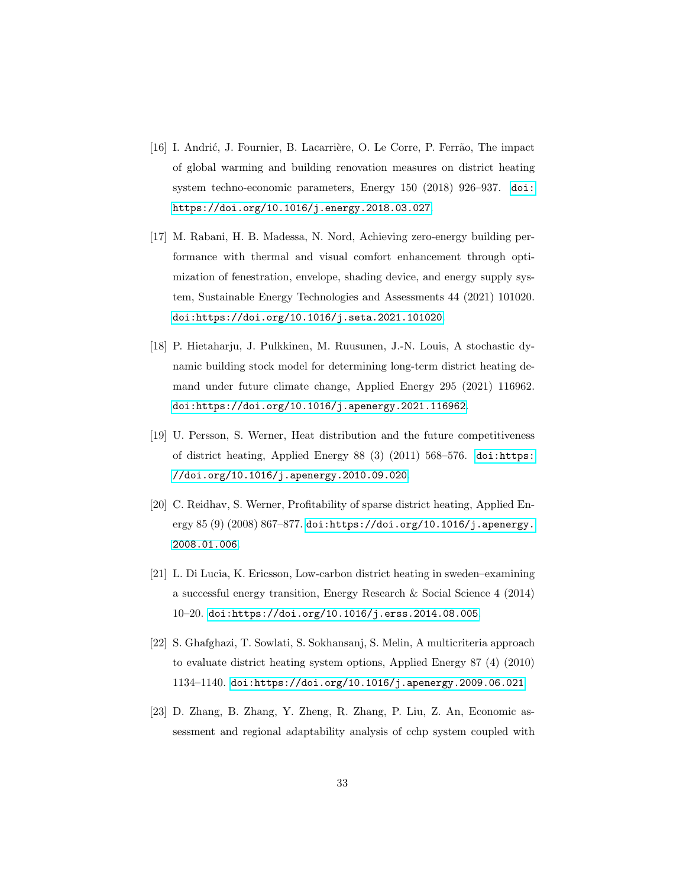[16] I. Andrić, J. Fournier, B. Lacarrière, O. Le Corre, P. Ferrão, The impact of global warming and building renovation measures on district heating system techno-economic parameters, Energy 150 (2018) 926–937. doi:https://doi.org/10.1016/j.energy.2018.03.027

[17] M. Rabani, H. B. Madessa, N. Nord, Achieving zero-energy building performance with thermal and visual comfort enhancement through optimization of fenestration, envelope, shading device, and energy supply system, Sustainable Energy Technologies and Assessments 44 (2021) 101020. doi:https://doi.org/10.1016/j.seta.2021.101020

[18] P. Hietaharju, J. Pulkkinen, M. Ruusunen, J.-N. Louis, A stochastic dynamic building stock model for determining long-term district heating demand under future climate change, Applied Energy 295 (2021) 116962. doi:https://doi.org/10.1016/j.apenergy.2021.116962.

[19] U. Persson, S. Werner, Heat distribution and the future competitiveness of district heating, Applied Energy 88 (3) (2011) 568–576. doi:https://doi.org/10.1016/j.apenergy.2010.09.020.

[20] C. Reidhav, S. Werner, Profitability of sparse district heating, Applied Energy 85 (9) (2008) 867–877. doi:https://doi.org/10.1016/j.apenergy.2008.01.006

[21] L. Di Lucia, K. Ericsson, Low-carbon district heating in sweden–examining a successful energy transition, Energy Research & Social Science 4 (2014) 10–20. doi:https://doi.org/10.1016/j.erss.2014.08.005.

[22] S. Ghafghazi, T. Sowlati, S. Sokhansanj, S. Melin, A multicriteria approach to evaluate district heating system options, Applied Energy 87 (4) (2010) 1134–1140. doi:https://doi.org/10.1016/j.apenergy.2009.06.021

[23] D. Zhang, B. Zhang, Y. Zheng, R. Zhang, P. Liu, Z. An, Economic assessment and regional adaptability analysis of cchp system coupled with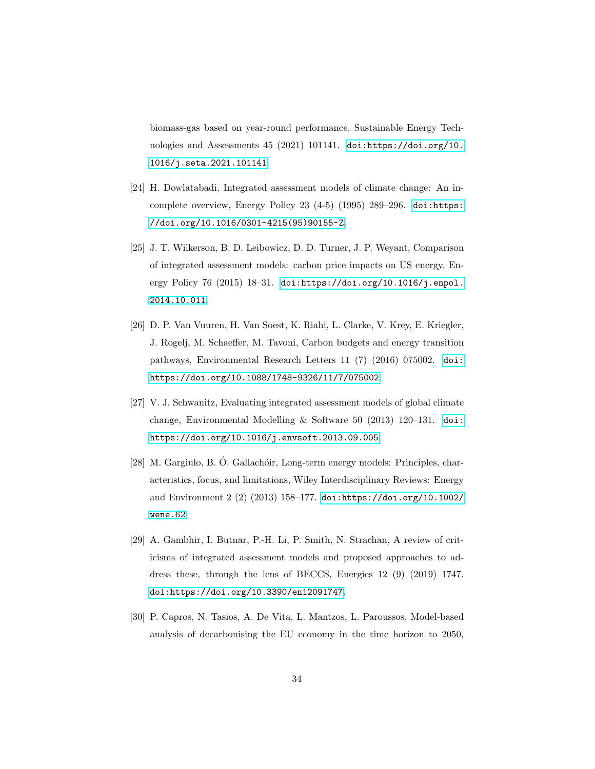biomass-gas based on year-round performance, Sustainable Energy Technologies and Assessments 45 (2021) 101141. doi:https://doi.org/10.1016/j.seta.2021.101141.

[24] H. Dowlatabadi, Integrated assessment models of climate change: An incomplete overview, Energy Policy 23 (4-5) (1995) 289–296. doi:https://doi.org/10.1016/0301-4215(95)90155-Z.

[25] J. T. Wilkerson, B. D. Leibowicz, D. D. Turner, J. P. Weyant, Comparison of integrated assessment models: carbon price impacts on US energy, Energy Policy 76 (2015) 18–31. doi:https://doi.org/10.1016/j.enpol.2014.10.011.

[26] D. P. Van Vuuren, H. Van Soest, K. Riahi, L. Clarke, V. Krey, E. Kriegler, J. Rogelj, M. Schaeffer, M. Tavoni, Carbon budgets and energy transition pathways, Environmental Research Letters 11 (7) (2016) 075002. doi:https://doi.org/10.1088/1748-9326/11/7/075002.

[27] V. J. Schwanitz, Evaluating integrated assessment models of global climate change, Environmental Modelling & Software 50 (2013) 120–131. doi:https://doi.org/10.1016/j.envsoft.2013.09.005.

[28] M. Gargiulo, B. Ó. Gallachóir, Long-term energy models: Principles, characteristics, focus, and limitations, Wiley Interdisciplinary Reviews: Energy and Environment 2 (2) (2013) 158–177. doi:https://doi.org/10.1002/wene.62.

[29] A. Gambhir, I. Butnar, P.-H. Li, P. Smith, N. Strachan, A review of criticisms of integrated assessment models and proposed approaches to address these, through the lens of BECCS, Energies 12 (9) (2019) 1747. doi:https://doi.org/10.3390/en12091747.

[30] P. Capros, N. Tasios, A. De Vita, L. Mantzos, L. Paroussos, Model-based analysis of decarbonising the EU economy in the time horizon to 2050,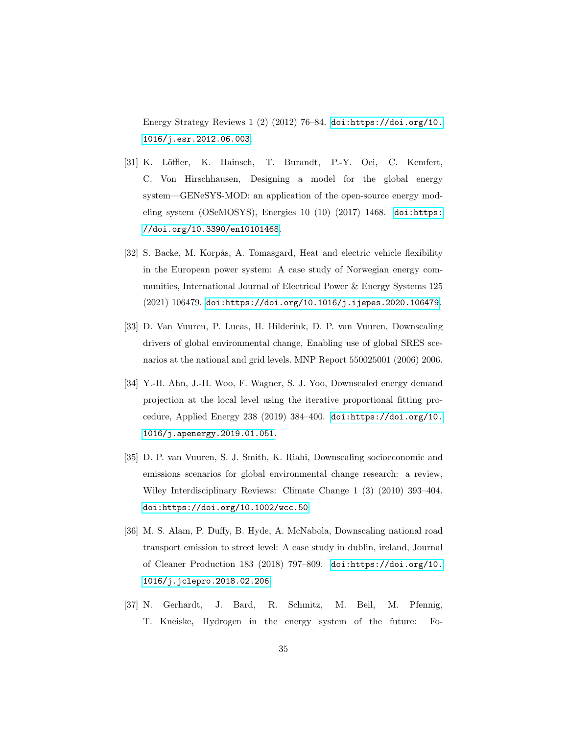Energy Strategy Reviews 1 (2) (2012) 76–84. doi:https://doi.org/10.1016/j.esr.2012.06.003.

[31] K. Löffler, K. Hainsch, T. Burandt, P.-Y. Oei, C. Kemfert, C. Von Hirschhausen, Designing a model for the global energy system—GENeSYS-MOD: an application of the open-source energy modeling system (OSeMOSYS), Energies 10 (10) (2017) 1468. doi:https://doi.org/10.3390/en10101468.

[32] S. Backe, M. Korpås, A. Tomasgard, Heat and electric vehicle flexibility in the European power system: A case study of Norwegian energy communities, International Journal of Electrical Power & Energy Systems 125 (2021) 106479. doi:https://doi.org/10.1016/j.ijepes.2020.106479.

[33] D. Van Vuuren, P. Lucas, H. Hilderink, D. P. van Vuuren, Downscaling drivers of global environmental change, Enabling use of global SRES scenarios at the national and grid levels. MNP Report 550025001 (2006) 2006.

[34] Y.-H. Ahn, J.-H. Woo, F. Wagner, S. J. Yoo, Downscaled energy demand projection at the local level using the iterative proportional fitting procedure, Applied Energy 238 (2019) 384–400. doi:https://doi.org/10.1016/j.apenergy.2019.01.051.

[35] D. P. van Vuuren, S. J. Smith, K. Riahi, Downscaling socioeconomic and emissions scenarios for global environmental change research: a review, Wiley Interdisciplinary Reviews: Climate Change 1 (3) (2010) 393–404. doi:https://doi.org/10.1002/wcc.50.

[36] M. S. Alam, P. Duffy, B. Hyde, A. McNabola, Downscaling national road transport emission to street level: A case study in dublin, ireland, Journal of Cleaner Production 183 (2018) 797–809. doi:https://doi.org/10.1016/j.jclepro.2018.02.206.

[37] N. Gerhardt, J. Bard, R. Schmitz, M. Beil, M. Pfennig, T. Kneiske, Hydrogen in the energy system of the future: Fo-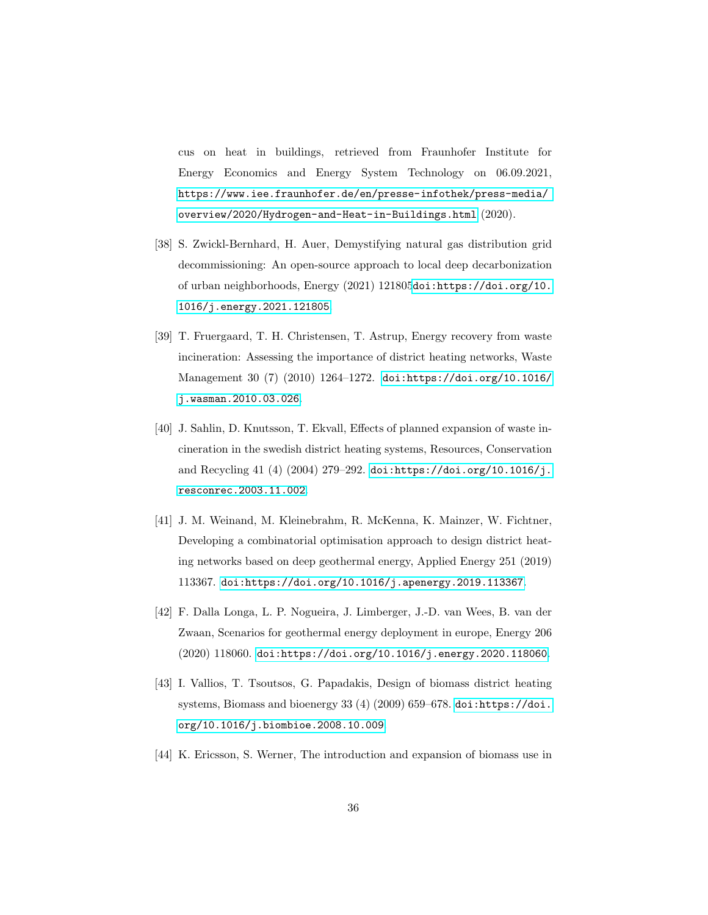cus on heat in buildings, retrieved from Fraunhofer Institute for Energy Economics and Energy System Technology on 06.09.2021, https://www.iee.fraunhofer.de/en/presse-infothek/press-media/overview/2020/Hydrogen-and-Heat-in-Buildings.html (2020).

[38] S. Zwickl-Bernhard, H. Auer, Demystifying natural gas distribution grid decommissioning: An open-source approach to local deep decarbonization of urban neighborhoods, Energy (2021) 121805doi:https://doi.org/10.1016/j.energy.2021.121805.

[39] T. Fruergaard, T. H. Christensen, T. Astrup, Energy recovery from waste incineration: Assessing the importance of district heating networks, Waste Management 30 (7) (2010) 1264–1272. doi:https://doi.org/10.1016/j.wasman.2010.03.026.

[40] J. Sahlin, D. Knutsson, T. Ekvall, Effects of planned expansion of waste incineration in the swedish district heating systems, Resources, Conservation and Recycling 41 (4) (2004) 279–292. doi:https://doi.org/10.1016/j.resconrec.2003.11.002.

[41] J. M. Weinand, M. Kleinebrahm, R. McKenna, K. Mainzer, W. Fichtner, Developing a combinatorial optimisation approach to design district heating networks based on deep geothermal energy, Applied Energy 251 (2019) 113367. doi:https://doi.org/10.1016/j.apenergy.2019.113367.

[42] F. Dalla Longa, L. P. Nogueira, J. Limberger, J.-D. van Wees, B. van der Zwaan, Scenarios for geothermal energy deployment in europe, Energy 206 (2020) 118060. doi:https://doi.org/10.1016/j.energy.2020.118060.

[43] I. Vallios, T. Tsoutsos, G. Papadakis, Design of biomass district heating systems, Biomass and bioenergy 33 (4) (2009) 659–678. doi:https://doi.org/10.1016/j.biombioe.2008.10.009.

[44] K. Ericsson, S. Werner, The introduction and expansion of biomass use in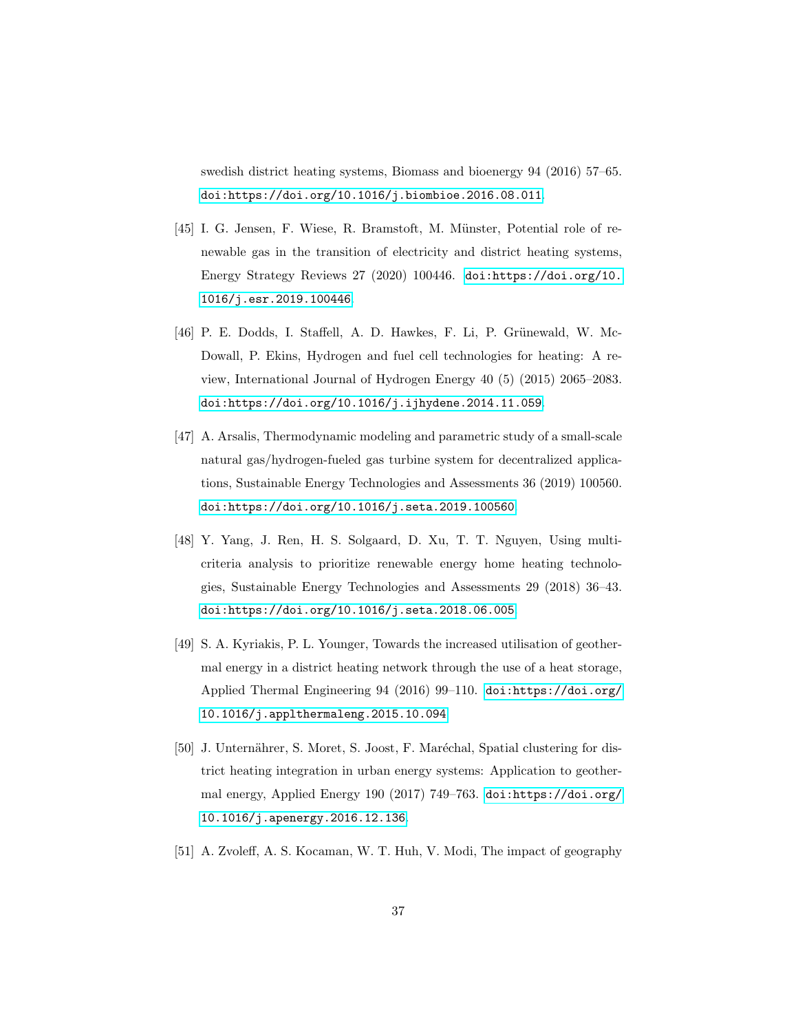swedish district heating systems, Biomass and bioenergy 94 (2016) 57–65. doi:https://doi.org/10.1016/j.biombioe.2016.08.011.

[45] I. G. Jensen, F. Wiese, R. Bramstoft, M. Münster, Potential role of renewable gas in the transition of electricity and district heating systems, Energy Strategy Reviews 27 (2020) 100446. doi:https://doi.org/10.1016/j.esr.2019.100446.

[46] P. E. Dodds, I. Staffell, A. D. Hawkes, F. Li, P. Grünewald, W. McDowall, P. Ekins, Hydrogen and fuel cell technologies for heating: A review, International Journal of Hydrogen Energy 40 (5) (2015) 2065–2083. doi:https://doi.org/10.1016/j.ijhydene.2014.11.059.

[47] A. Arsalis, Thermodynamic modeling and parametric study of a small-scale natural gas/hydrogen-fueled gas turbine system for decentralized applications, Sustainable Energy Technologies and Assessments 36 (2019) 100560. doi:https://doi.org/10.1016/j.seta.2019.100560.

[48] Y. Yang, J. Ren, H. S. Solgaard, D. Xu, T. T. Nguyen, Using multi-criteria analysis to prioritize renewable energy home heating technologies, Sustainable Energy Technologies and Assessments 29 (2018) 36–43. doi:https://doi.org/10.1016/j.seta.2018.06.005.

[49] S. A. Kyriakis, P. L. Younger, Towards the increased utilisation of geothermal energy in a district heating network through the use of a heat storage, Applied Thermal Engineering 94 (2016) 99–110. doi:https://doi.org/10.1016/j.applthermaleng.2015.10.094.

[50] J. Unternährer, S. Moret, S. Joost, F. Maréchal, Spatial clustering for district heating integration in urban energy systems: Application to geothermal energy, Applied Energy 190 (2017) 749–763. doi:https://doi.org/10.1016/j.apenergy.2016.12.136.

[51] A. Zvoleff, A. S. Kocaman, W. T. Huh, V. Modi, The impact of geography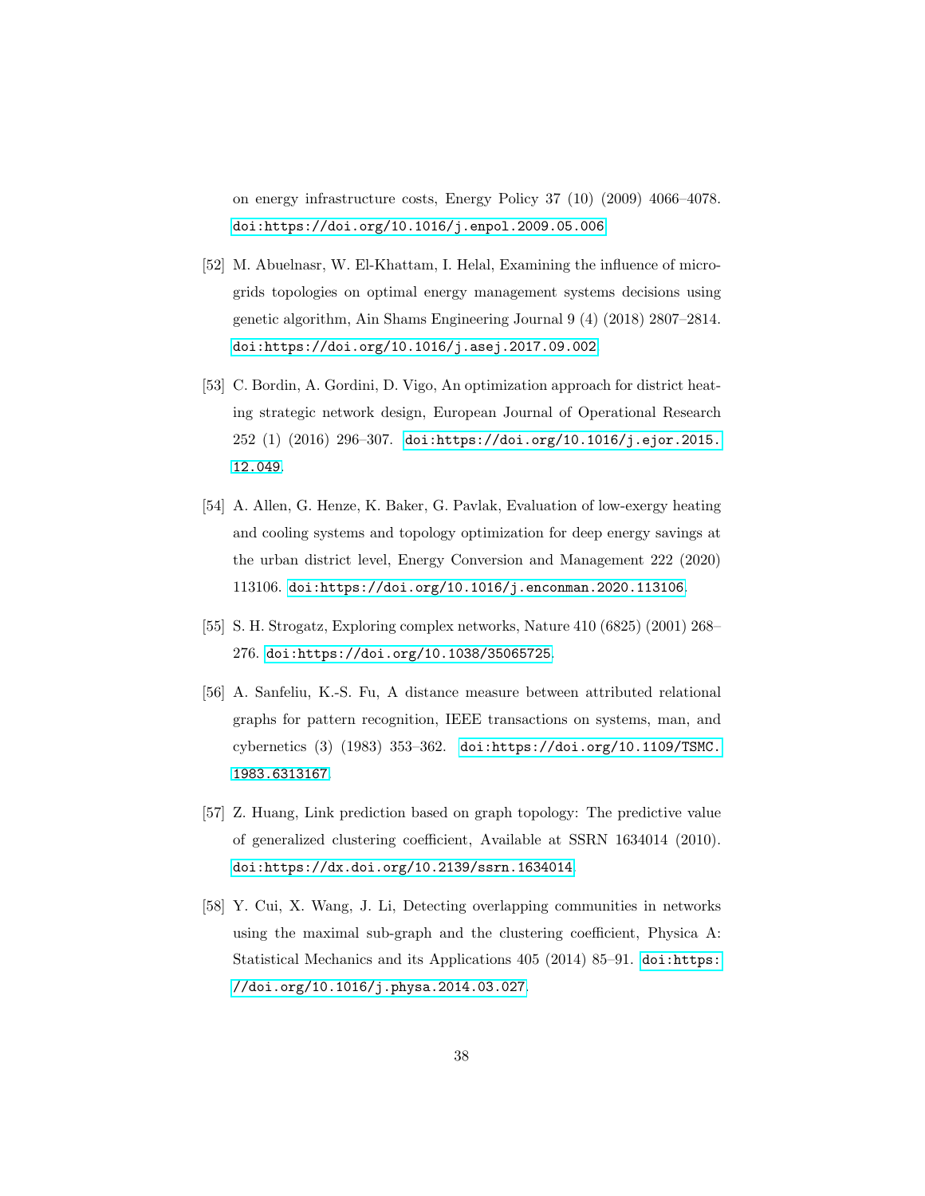on energy infrastructure costs, Energy Policy 37 (10) (2009) 4066–4078. doi:https://doi.org/10.1016/j.enpol.2009.05.006.

[52] M. Abuelnasr, W. El-Khattam, I. Helal, Examining the influence of micro-grids topologies on optimal energy management systems decisions using genetic algorithm, Ain Shams Engineering Journal 9 (4) (2018) 2807–2814. doi:https://doi.org/10.1016/j.asej.2017.09.002.

[53] C. Bordin, A. Gordini, D. Vigo, An optimization approach for district heating strategic network design, European Journal of Operational Research 252 (1) (2016) 296–307. doi:https://doi.org/10.1016/j.ejor.2015.12.049.

[54] A. Allen, G. Henze, K. Baker, G. Pavlak, Evaluation of low-exergy heating and cooling systems and topology optimization for deep energy savings at the urban district level, Energy Conversion and Management 222 (2020) 113106. doi:https://doi.org/10.1016/j.enconman.2020.113106.

[55] S. H. Strogatz, Exploring complex networks, Nature 410 (6825) (2001) 268–276. doi:https://doi.org/10.1038/35065725.

[56] A. Sanfeliu, K.-S. Fu, A distance measure between attributed relational graphs for pattern recognition, IEEE transactions on systems, man, and cybernetics (3) (1983) 353–362. doi:https://doi.org/10.1109/TSMC.1983.6313167.

[57] Z. Huang, Link prediction based on graph topology: The predictive value of generalized clustering coefficient, Available at SSRN 1634014 (2010). doi:https://dx.doi.org/10.2139/ssrn.1634014.

[58] Y. Cui, X. Wang, J. Li, Detecting overlapping communities in networks using the maximal sub-graph and the clustering coefficient, Physica A: Statistical Mechanics and its Applications 405 (2014) 85–91. doi:https://doi.org/10.1016/j.physa.2014.03.027.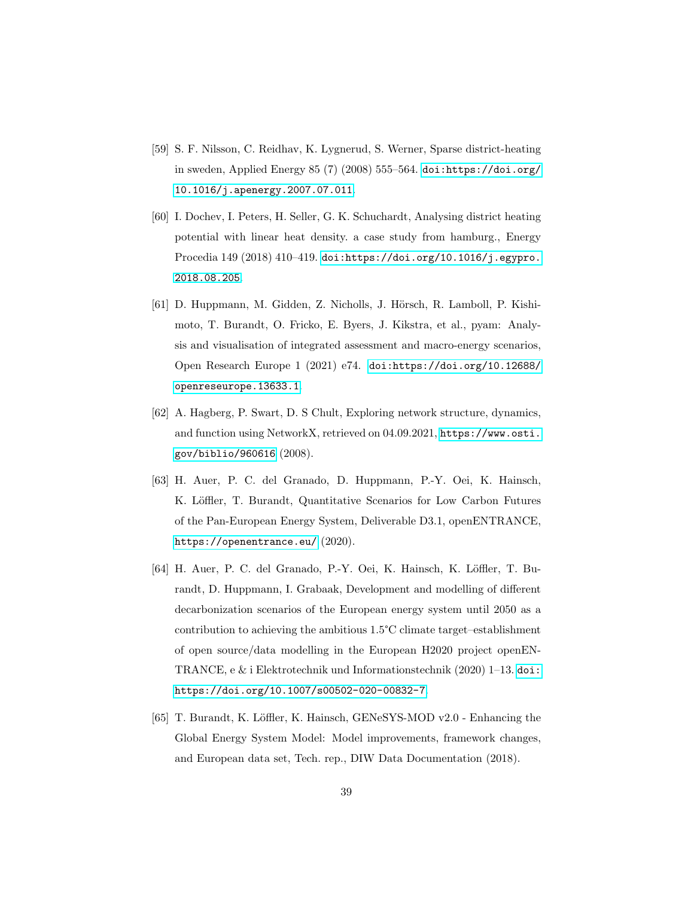[59] S. F. Nilsson, C. Reidhav, K. Lygnerud, S. Werner, Sparse district-heating in sweden, Applied Energy 85 (7) (2008) 555–564. doi:https://doi.org/10.1016/j.apenergy.2007.07.011.

[60] I. Dochev, I. Peters, H. Seller, G. K. Schuchardt, Analysing district heating potential with linear heat density. a case study from hamburg., Energy Procedia 149 (2018) 410–419. doi:https://doi.org/10.1016/j.egypro.2018.08.205.

[61] D. Huppmann, M. Gidden, Z. Nicholls, J. Hörsch, R. Lamboll, P. Kishimoto, T. Burandt, O. Fricko, E. Byers, J. Kikstra, et al., pyam: Analysis and visualisation of integrated assessment and macro-energy scenarios, Open Research Europe 1 (2021) e74. doi:https://doi.org/10.12688/openreseurope.13633.1.

[62] A. Hagberg, P. Swart, D. S Chult, Exploring network structure, dynamics, and function using NetworkX, retrieved on 04.09.2021, https://www.osti.gov/biblio/960616 (2008).

[63] H. Auer, P. C. del Granado, D. Huppmann, P.-Y. Oei, K. Hainsch, K. Löffler, T. Burandt, Quantitative Scenarios for Low Carbon Futures of the Pan-European Energy System, Deliverable D3.1, openENTRANCE, https://openentrance.eu/ (2020).

[64] H. Auer, P. C. del Granado, P.-Y. Oei, K. Hainsch, K. Löffler, T. Burandt, D. Huppmann, I. Grabaak, Development and modelling of different decarbonization scenarios of the European energy system until 2050 as a contribution to achieving the ambitious 1.5°C climate target–establishment of open source/data modelling in the European H2020 project openENTRANCE, e & i Elektrotechnik und Informationstechnik (2020) 1–13. doi:https://doi.org/10.1007/s00502-020-00832-7.

[65] T. Burandt, K. Löffler, K. Hainsch, GENeSYS-MOD v2.0 - Enhancing the Global Energy System Model: Model improvements, framework changes, and European data set, Tech. rep., DIW Data Documentation (2018).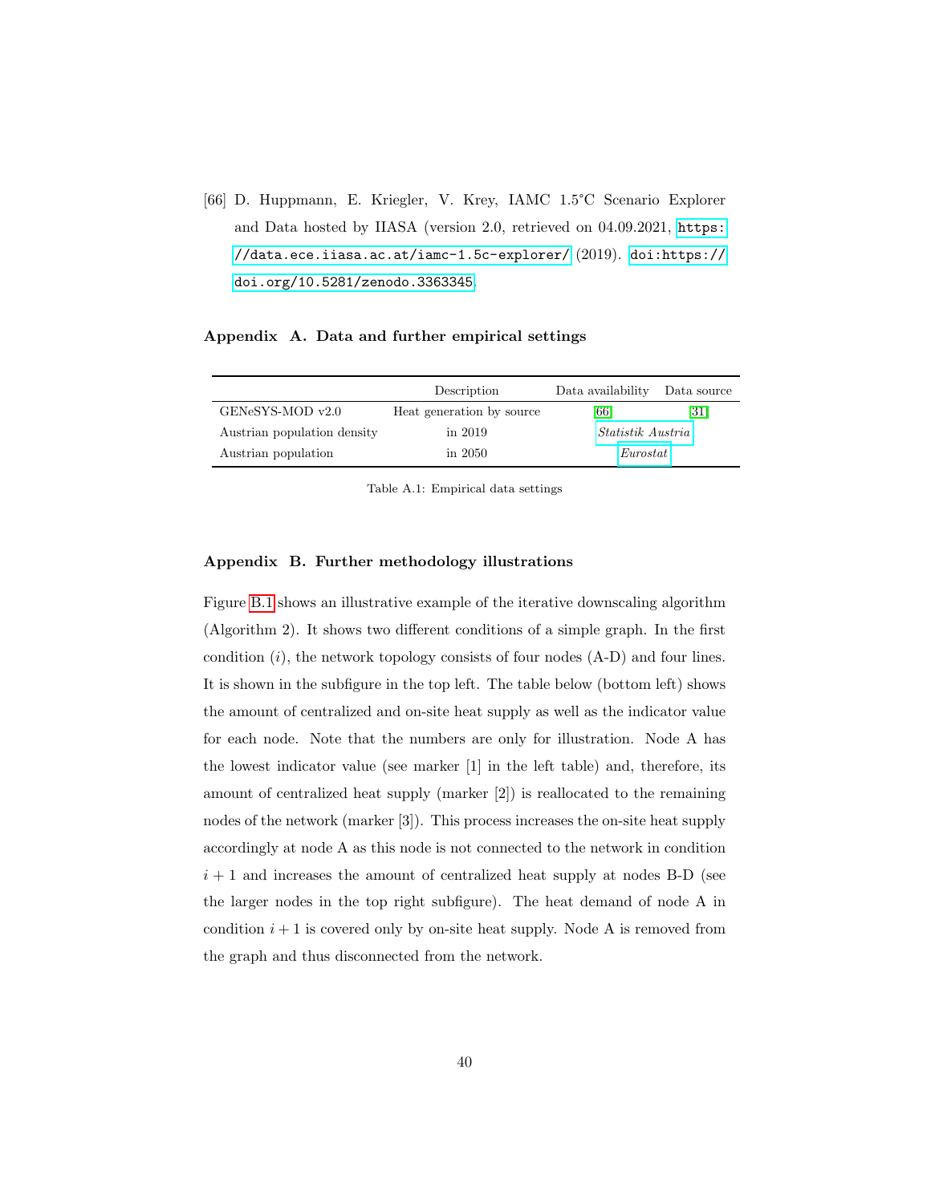[66] D. Huppmann, E. Kriegler, V. Krey, IAMC 1.5°C Scenario Explorer and Data hosted by IIASA (version 2.0, retrieved on 04.09.2021, https://data.ece.iiasa.ac.at/iamc-1.5c-explorer/ (2019). doi:https://doi.org/10.5281/zenodo.3363345.

## Appendix A. Data and further empirical settings

| | Description | Data availability | Data source |
|---|---|---|---|
| GENeSYS-MOD v2.0 | Heat generation by source | [66] | [31] |
| Austrian population density | in 2019 | *Statistik Austria* | |
| Austrian population | in 2050 | *Eurostat* | |

Table A.1: Empirical data settings

## Appendix B. Further methodology illustrations

Figure B.1 shows an illustrative example of the iterative downscaling algorithm (Algorithm 2). It shows two different conditions of a simple graph. In the first condition ($i$), the network topology consists of four nodes (A-D) and four lines. It is shown in the subfigure in the top left. The table below (bottom left) shows the amount of centralized and on-site heat supply as well as the indicator value for each node. Note that the numbers are only for illustration. Node A has the lowest indicator value (see marker [1] in the left table) and, therefore, its amount of centralized heat supply (marker [2]) is reallocated to the remaining nodes of the network (marker [3]). This process increases the on-site heat supply accordingly at node A as this node is not connected to the network in condition $i + 1$ and increases the amount of centralized heat supply at nodes B-D (see the larger nodes in the top right subfigure). The heat demand of node A in condition $i + 1$ is covered only by on-site heat supply. Node A is removed from the graph and thus disconnected from the network.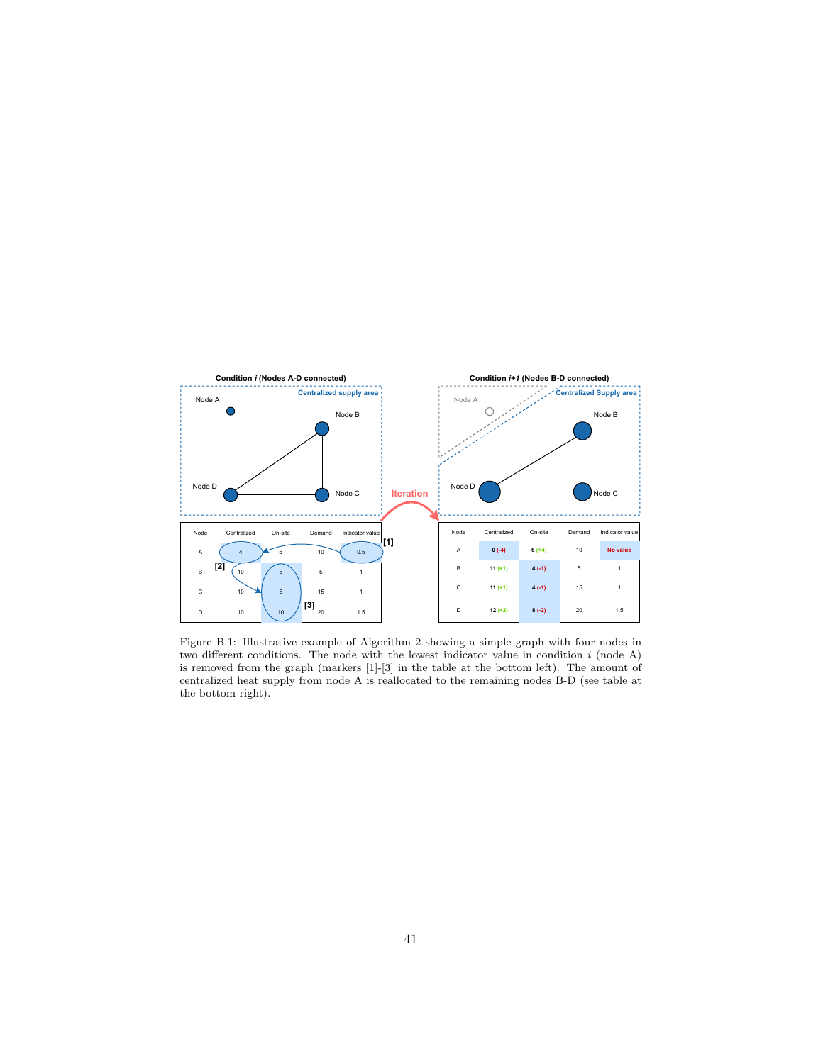Condition *i* (Nodes A-D connected)

Centralized supply area

Node A

Node B

Node D

Node C

Condition *i+1* (Nodes B-D connected)

Centralized Supply area

Node A

Node B

Node D

Node C

Iteration

| Node | Centralized | On-site | Demand | Indicator value |
|---|---|---|---|---|
| A | 4 | 6 | 10 | 0.5 |
| B | 10 | 5 | 5 | 1 |
| C | 10 | 5 | 15 | 1 |
| D | 10 | 10 | 20 | 1.5 |

[1] [2] [3]

| Node | Centralized | On-site | Demand | Indicator value |
|---|---|---|---|---|
| A | 0 (-4) | 6 (+4) | 10 | No value |
| B | 11 (+1) | 4 (-1) | 5 | 1 |
| C | 11 (+1) | 4 (-1) | 15 | 1 |
| D | 12 (+2) | 8 (-2) | 20 | 1.5 |

Figure B.1: Illustrative example of Algorithm 2 showing a simple graph with four nodes in two different conditions. The node with the lowest indicator value in condition $i$ (node A) is removed from the graph (markers [1]-[3] in the table at the bottom left). The amount of centralized heat supply from node A is reallocated to the remaining nodes B-D (see table at the bottom right).